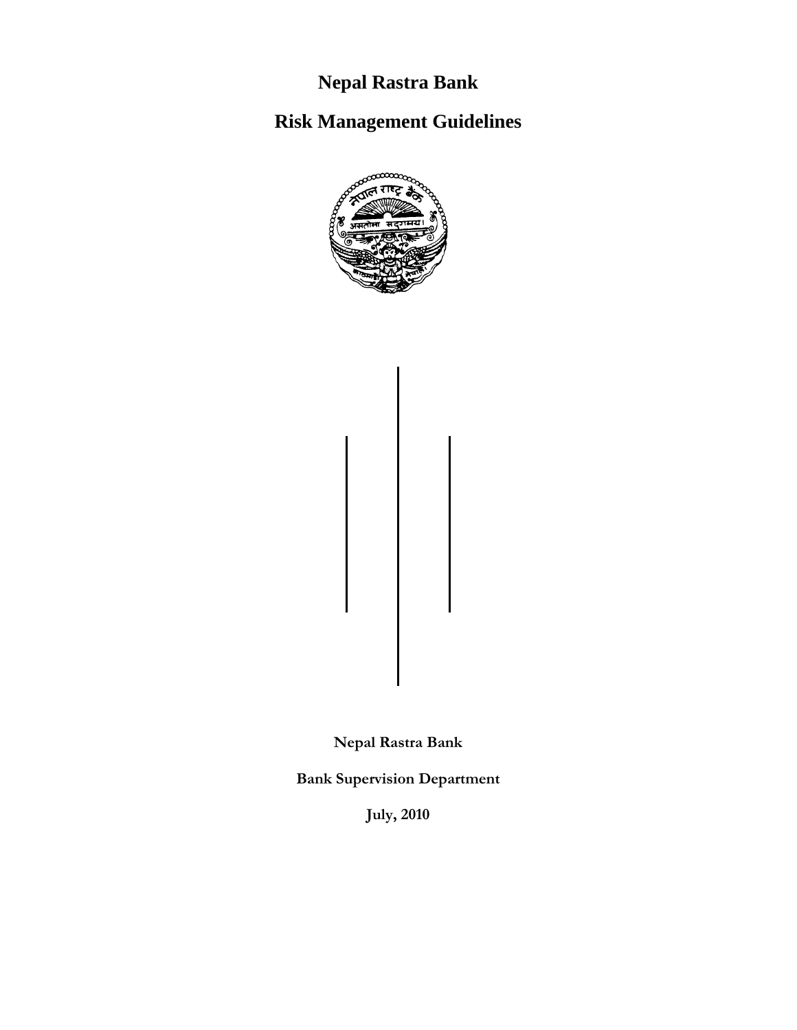# Nepal Rastra Bank

# Risk Management Guidelines

**Nepal Rastra Bank**

**Bank Supervision Department**

**July, 2010**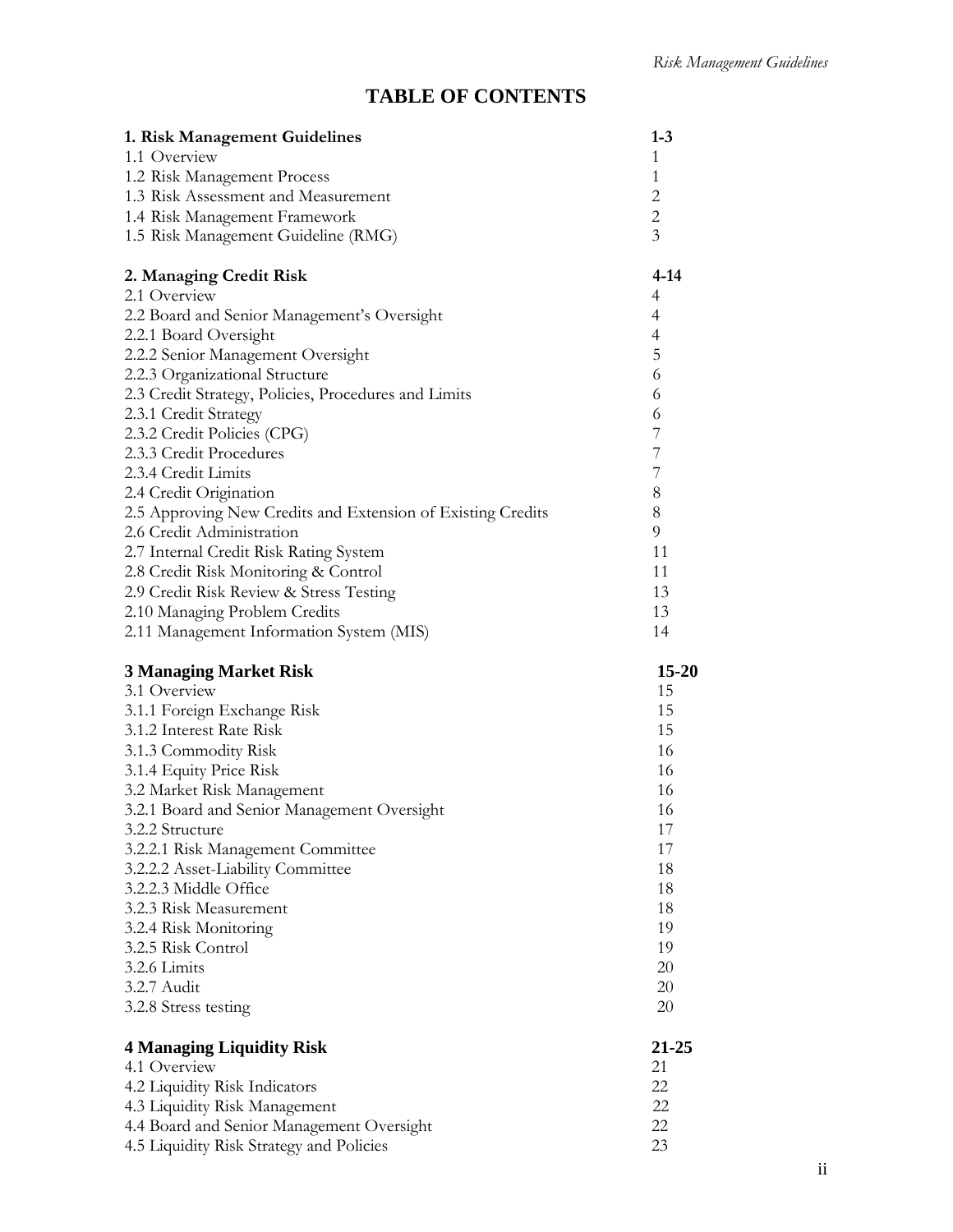# TABLE OF CONTENTS

| | |
|---|---|
| **1. Risk Management Guidelines** | **1-3** |
| 1.1 Overview | 1 |
| 1.2 Risk Management Process | 1 |
| 1.3 Risk Assessment and Measurement | 2 |
| 1.4 Risk Management Framework | 2 |
| 1.5 Risk Management Guideline (RMG) | 3 |
| **2. Managing Credit Risk** | **4-14** |
| 2.1 Overview | 4 |
| 2.2 Board and Senior Management's Oversight | 4 |
| 2.2.1 Board Oversight | 4 |
| 2.2.2 Senior Management Oversight | 5 |
| 2.2.3 Organizational Structure | 6 |
| 2.3 Credit Strategy, Policies, Procedures and Limits | 6 |
| 2.3.1 Credit Strategy | 6 |
| 2.3.2 Credit Policies (CPG) | 7 |
| 2.3.3 Credit Procedures | 7 |
| 2.3.4 Credit Limits | 7 |
| 2.4 Credit Origination | 8 |
| 2.5 Approving New Credits and Extension of Existing Credits | 8 |
| 2.6 Credit Administration | 9 |
| 2.7 Internal Credit Risk Rating System | 11 |
| 2.8 Credit Risk Monitoring & Control | 11 |
| 2.9 Credit Risk Review & Stress Testing | 13 |
| 2.10 Managing Problem Credits | 13 |
| 2.11 Management Information System (MIS) | 14 |
| **3 Managing Market Risk** | **15-20** |
| 3.1 Overview | 15 |
| 3.1.1 Foreign Exchange Risk | 15 |
| 3.1.2 Interest Rate Risk | 15 |
| 3.1.3 Commodity Risk | 16 |
| 3.1.4 Equity Price Risk | 16 |
| 3.2 Market Risk Management | 16 |
| 3.2.1 Board and Senior Management Oversight | 16 |
| 3.2.2 Structure | 17 |
| 3.2.2.1 Risk Management Committee | 17 |
| 3.2.2.2 Asset-Liability Committee | 18 |
| 3.2.2.3 Middle Office | 18 |
| 3.2.3 Risk Measurement | 18 |
| 3.2.4 Risk Monitoring | 19 |
| 3.2.5 Risk Control | 19 |
| 3.2.6 Limits | 20 |
| 3.2.7 Audit | 20 |
| 3.2.8 Stress testing | 20 |
| **4 Managing Liquidity Risk** | **21-25** |
| 4.1 Overview | 21 |
| 4.2 Liquidity Risk Indicators | 22 |
| 4.3 Liquidity Risk Management | 22 |
| 4.4 Board and Senior Management Oversight | 22 |
| 4.5 Liquidity Risk Strategy and Policies | 23 |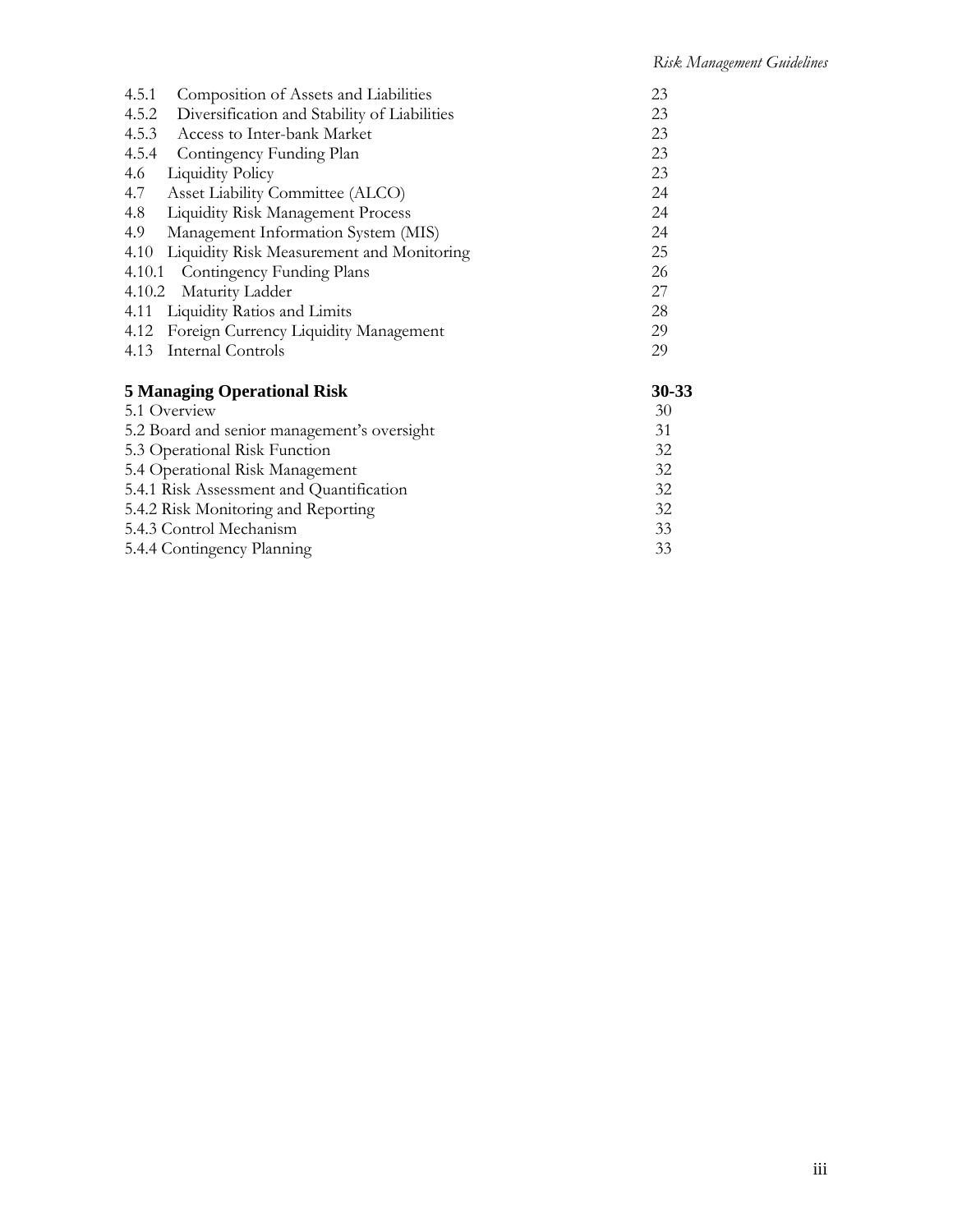| | |
|---|---|
| 4.5.1 Composition of Assets and Liabilities | 23 |
| 4.5.2 Diversification and Stability of Liabilities | 23 |
| 4.5.3 Access to Inter-bank Market | 23 |
| 4.5.4 Contingency Funding Plan | 23 |
| 4.6 Liquidity Policy | 23 |
| 4.7 Asset Liability Committee (ALCO) | 24 |
| 4.8 Liquidity Risk Management Process | 24 |
| 4.9 Management Information System (MIS) | 24 |
| 4.10 Liquidity Risk Measurement and Monitoring | 25 |
| 4.10.1 Contingency Funding Plans | 26 |
| 4.10.2 Maturity Ladder | 27 |
| 4.11 Liquidity Ratios and Limits | 28 |
| 4.12 Foreign Currency Liquidity Management | 29 |
| 4.13 Internal Controls | 29 |
| **5 Managing Operational Risk** | **30-33** |
| 5.1 Overview | 30 |
| 5.2 Board and senior management's oversight | 31 |
| 5.3 Operational Risk Function | 32 |
| 5.4 Operational Risk Management | 32 |
| 5.4.1 Risk Assessment and Quantification | 32 |
| 5.4.2 Risk Monitoring and Reporting | 32 |
| 5.4.3 Control Mechanism | 33 |
| 5.4.4 Contingency Planning | 33 |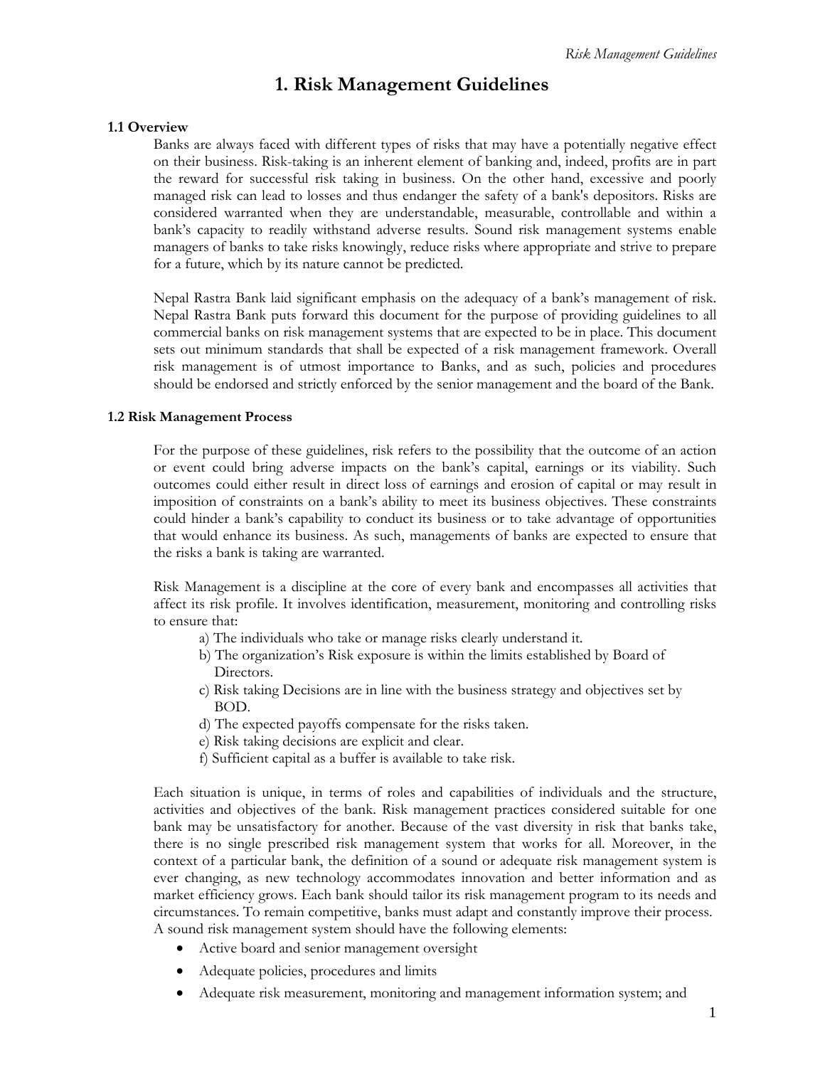# 1. Risk Management Guidelines

### 1.1 Overview

Banks are always faced with different types of risks that may have a potentially negative effect on their business. Risk-taking is an inherent element of banking and, indeed, profits are in part the reward for successful risk taking in business. On the other hand, excessive and poorly managed risk can lead to losses and thus endanger the safety of a bank's depositors. Risks are considered warranted when they are understandable, measurable, controllable and within a bank's capacity to readily withstand adverse results. Sound risk management systems enable managers of banks to take risks knowingly, reduce risks where appropriate and strive to prepare for a future, which by its nature cannot be predicted.

Nepal Rastra Bank laid significant emphasis on the adequacy of a bank's management of risk. Nepal Rastra Bank puts forward this document for the purpose of providing guidelines to all commercial banks on risk management systems that are expected to be in place. This document sets out minimum standards that shall be expected of a risk management framework. Overall risk management is of utmost importance to Banks, and as such, policies and procedures should be endorsed and strictly enforced by the senior management and the board of the Bank.

### 1.2 Risk Management Process

For the purpose of these guidelines, risk refers to the possibility that the outcome of an action or event could bring adverse impacts on the bank's capital, earnings or its viability. Such outcomes could either result in direct loss of earnings and erosion of capital or may result in imposition of constraints on a bank's ability to meet its business objectives. These constraints could hinder a bank's capability to conduct its business or to take advantage of opportunities that would enhance its business. As such, managements of banks are expected to ensure that the risks a bank is taking are warranted.

Risk Management is a discipline at the core of every bank and encompasses all activities that affect its risk profile. It involves identification, measurement, monitoring and controlling risks to ensure that:

a) The individuals who take or manage risks clearly understand it.
b) The organization's Risk exposure is within the limits established by Board of Directors.
c) Risk taking Decisions are in line with the business strategy and objectives set by BOD.
d) The expected payoffs compensate for the risks taken.
e) Risk taking decisions are explicit and clear.
f) Sufficient capital as a buffer is available to take risk.

Each situation is unique, in terms of roles and capabilities of individuals and the structure, activities and objectives of the bank. Risk management practices considered suitable for one bank may be unsatisfactory for another. Because of the vast diversity in risk that banks take, there is no single prescribed risk management system that works for all. Moreover, in the context of a particular bank, the definition of a sound or adequate risk management system is ever changing, as new technology accommodates innovation and better information and as market efficiency grows. Each bank should tailor its risk management program to its needs and circumstances. To remain competitive, banks must adapt and constantly improve their process. A sound risk management system should have the following elements:

- Active board and senior management oversight
- Adequate policies, procedures and limits
- Adequate risk measurement, monitoring and management information system; and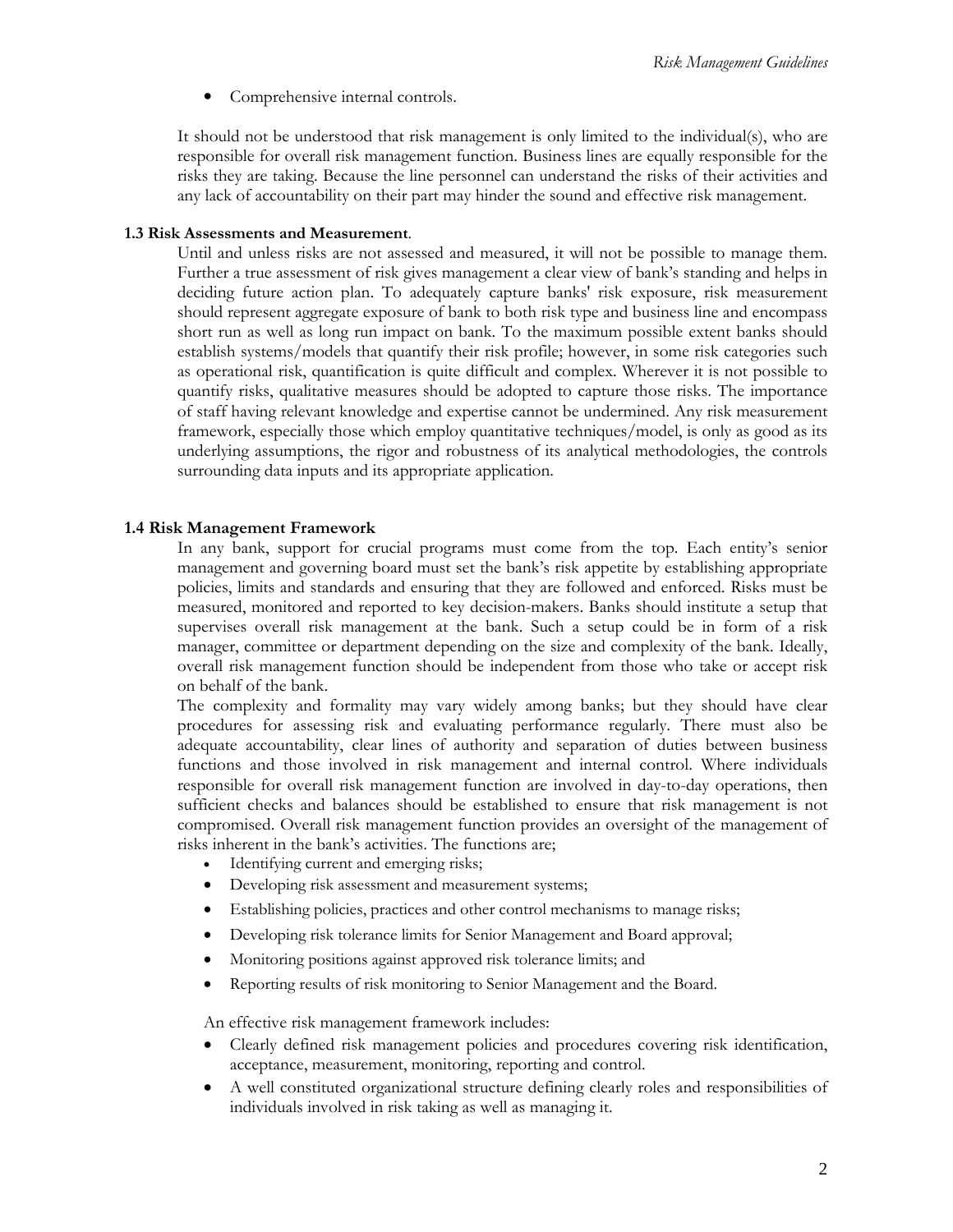- Comprehensive internal controls.

It should not be understood that risk management is only limited to the individual(s), who are responsible for overall risk management function. Business lines are equally responsible for the risks they are taking. Because the line personnel can understand the risks of their activities and any lack of accountability on their part may hinder the sound and effective risk management.

### 1.3 Risk Assessments and Measurement.

Until and unless risks are not assessed and measured, it will not be possible to manage them. Further a true assessment of risk gives management a clear view of bank's standing and helps in deciding future action plan. To adequately capture banks' risk exposure, risk measurement should represent aggregate exposure of bank to both risk type and business line and encompass short run as well as long run impact on bank. To the maximum possible extent banks should establish systems/models that quantify their risk profile; however, in some risk categories such as operational risk, quantification is quite difficult and complex. Wherever it is not possible to quantify risks, qualitative measures should be adopted to capture those risks. The importance of staff having relevant knowledge and expertise cannot be undermined. Any risk measurement framework, especially those which employ quantitative techniques/model, is only as good as its underlying assumptions, the rigor and robustness of its analytical methodologies, the controls surrounding data inputs and its appropriate application.

### 1.4 Risk Management Framework

In any bank, support for crucial programs must come from the top. Each entity's senior management and governing board must set the bank's risk appetite by establishing appropriate policies, limits and standards and ensuring that they are followed and enforced. Risks must be measured, monitored and reported to key decision-makers. Banks should institute a setup that supervises overall risk management at the bank. Such a setup could be in form of a risk manager, committee or department depending on the size and complexity of the bank. Ideally, overall risk management function should be independent from those who take or accept risk on behalf of the bank.

The complexity and formality may vary widely among banks; but they should have clear procedures for assessing risk and evaluating performance regularly. There must also be adequate accountability, clear lines of authority and separation of duties between business functions and those involved in risk management and internal control. Where individuals responsible for overall risk management function are involved in day-to-day operations, then sufficient checks and balances should be established to ensure that risk management is not compromised. Overall risk management function provides an oversight of the management of risks inherent in the bank's activities. The functions are;

- Identifying current and emerging risks;
- Developing risk assessment and measurement systems;
- Establishing policies, practices and other control mechanisms to manage risks;
- Developing risk tolerance limits for Senior Management and Board approval;
- Monitoring positions against approved risk tolerance limits; and
- Reporting results of risk monitoring to Senior Management and the Board.

An effective risk management framework includes:

- Clearly defined risk management policies and procedures covering risk identification, acceptance, measurement, monitoring, reporting and control.
- A well constituted organizational structure defining clearly roles and responsibilities of individuals involved in risk taking as well as managing it.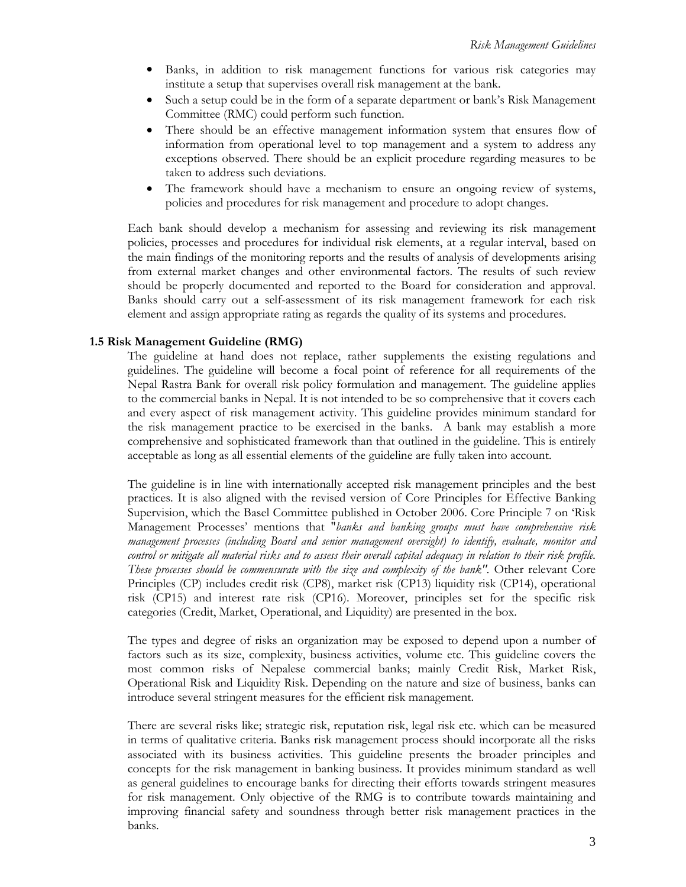- Banks, in addition to risk management functions for various risk categories may institute a setup that supervises overall risk management at the bank.
- Such a setup could be in the form of a separate department or bank's Risk Management Committee (RMC) could perform such function.
- There should be an effective management information system that ensures flow of information from operational level to top management and a system to address any exceptions observed. There should be an explicit procedure regarding measures to be taken to address such deviations.
- The framework should have a mechanism to ensure an ongoing review of systems, policies and procedures for risk management and procedure to adopt changes.

Each bank should develop a mechanism for assessing and reviewing its risk management policies, processes and procedures for individual risk elements, at a regular interval, based on the main findings of the monitoring reports and the results of analysis of developments arising from external market changes and other environmental factors. The results of such review should be properly documented and reported to the Board for consideration and approval. Banks should carry out a self-assessment of its risk management framework for each risk element and assign appropriate rating as regards the quality of its systems and procedures.

### 1.5 Risk Management Guideline (RMG)

The guideline at hand does not replace, rather supplements the existing regulations and guidelines. The guideline will become a focal point of reference for all requirements of the Nepal Rastra Bank for overall risk policy formulation and management. The guideline applies to the commercial banks in Nepal. It is not intended to be so comprehensive that it covers each and every aspect of risk management activity. This guideline provides minimum standard for the risk management practice to be exercised in the banks. A bank may establish a more comprehensive and sophisticated framework than that outlined in the guideline. This is entirely acceptable as long as all essential elements of the guideline are fully taken into account.

The guideline is in line with internationally accepted risk management principles and the best practices. It is also aligned with the revised version of Core Principles for Effective Banking Supervision, which the Basel Committee published in October 2006. Core Principle 7 on 'Risk Management Processes' mentions that "*banks and banking groups must have comprehensive risk management processes (including Board and senior management oversight) to identify, evaluate, monitor and control or mitigate all material risks and to assess their overall capital adequacy in relation to their risk profile. These processes should be commensurate with the size and complexity of the bank"*. Other relevant Core Principles (CP) includes credit risk (CP8), market risk (CP13) liquidity risk (CP14), operational risk (CP15) and interest rate risk (CP16). Moreover, principles set for the specific risk categories (Credit, Market, Operational, and Liquidity) are presented in the box.

The types and degree of risks an organization may be exposed to depend upon a number of factors such as its size, complexity, business activities, volume etc. This guideline covers the most common risks of Nepalese commercial banks; mainly Credit Risk, Market Risk, Operational Risk and Liquidity Risk. Depending on the nature and size of business, banks can introduce several stringent measures for the efficient risk management.

There are several risks like; strategic risk, reputation risk, legal risk etc. which can be measured in terms of qualitative criteria. Banks risk management process should incorporate all the risks associated with its business activities. This guideline presents the broader principles and concepts for the risk management in banking business. It provides minimum standard as well as general guidelines to encourage banks for directing their efforts towards stringent measures for risk management. Only objective of the RMG is to contribute towards maintaining and improving financial safety and soundness through better risk management practices in the banks.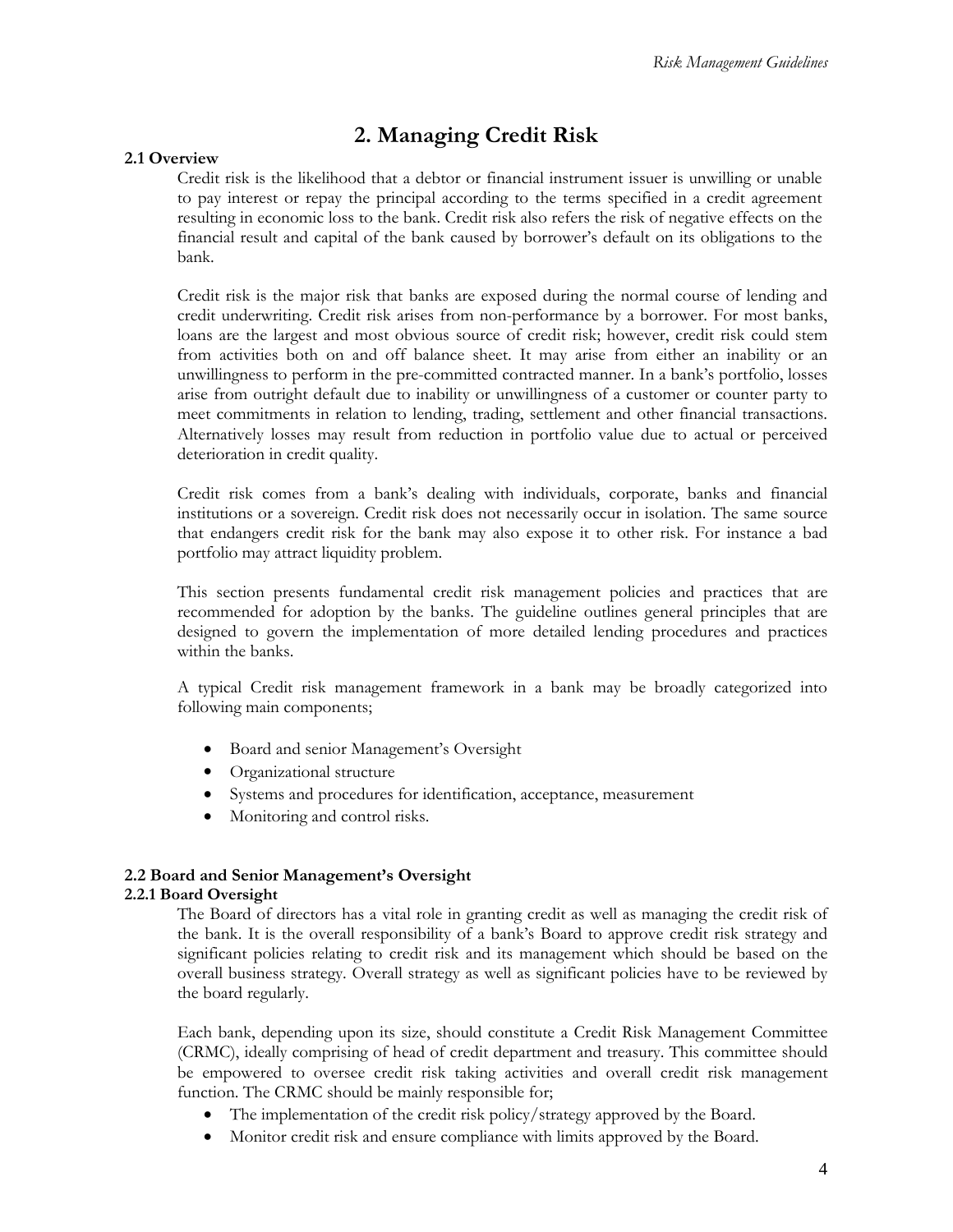# 2. Managing Credit Risk

## 2.1 Overview

Credit risk is the likelihood that a debtor or financial instrument issuer is unwilling or unable to pay interest or repay the principal according to the terms specified in a credit agreement resulting in economic loss to the bank. Credit risk also refers the risk of negative effects on the financial result and capital of the bank caused by borrower's default on its obligations to the bank.

Credit risk is the major risk that banks are exposed during the normal course of lending and credit underwriting. Credit risk arises from non-performance by a borrower. For most banks, loans are the largest and most obvious source of credit risk; however, credit risk could stem from activities both on and off balance sheet. It may arise from either an inability or an unwillingness to perform in the pre-committed contracted manner. In a bank's portfolio, losses arise from outright default due to inability or unwillingness of a customer or counter party to meet commitments in relation to lending, trading, settlement and other financial transactions. Alternatively losses may result from reduction in portfolio value due to actual or perceived deterioration in credit quality.

Credit risk comes from a bank's dealing with individuals, corporate, banks and financial institutions or a sovereign. Credit risk does not necessarily occur in isolation. The same source that endangers credit risk for the bank may also expose it to other risk. For instance a bad portfolio may attract liquidity problem.

This section presents fundamental credit risk management policies and practices that are recommended for adoption by the banks. The guideline outlines general principles that are designed to govern the implementation of more detailed lending procedures and practices within the banks.

A typical Credit risk management framework in a bank may be broadly categorized into following main components;

- Board and senior Management's Oversight
- Organizational structure
- Systems and procedures for identification, acceptance, measurement
- Monitoring and control risks.

## 2.2 Board and Senior Management's Oversight

### 2.2.1 Board Oversight

The Board of directors has a vital role in granting credit as well as managing the credit risk of the bank. It is the overall responsibility of a bank's Board to approve credit risk strategy and significant policies relating to credit risk and its management which should be based on the overall business strategy. Overall strategy as well as significant policies have to be reviewed by the board regularly.

Each bank, depending upon its size, should constitute a Credit Risk Management Committee (CRMC), ideally comprising of head of credit department and treasury. This committee should be empowered to oversee credit risk taking activities and overall credit risk management function. The CRMC should be mainly responsible for;

- The implementation of the credit risk policy/strategy approved by the Board.
- Monitor credit risk and ensure compliance with limits approved by the Board.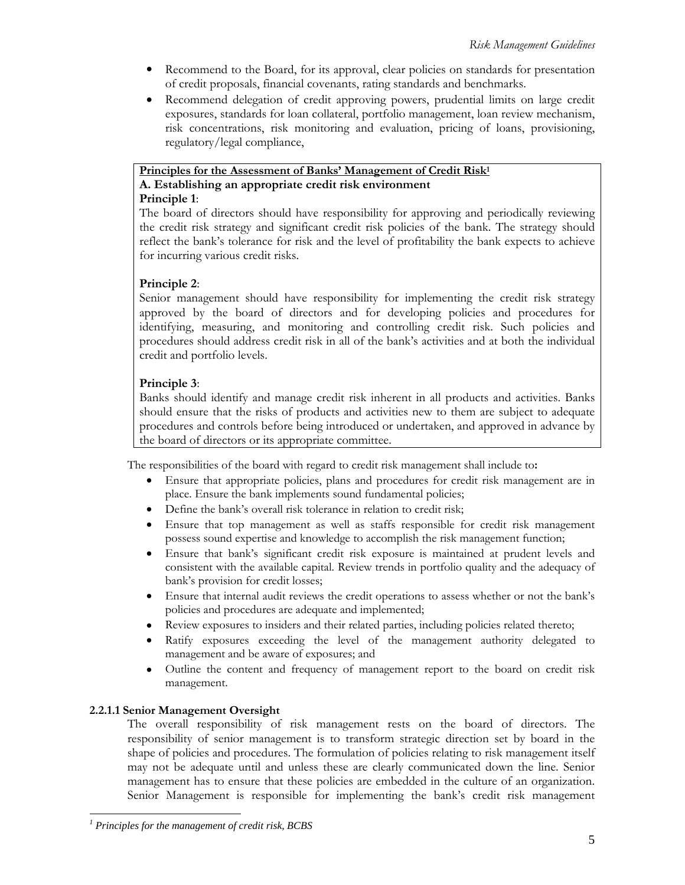- Recommend to the Board, for its approval, clear policies on standards for presentation of credit proposals, financial covenants, rating standards and benchmarks.
- Recommend delegation of credit approving powers, prudential limits on large credit exposures, standards for loan collateral, portfolio management, loan review mechanism, risk concentrations, risk monitoring and evaluation, pricing of loans, provisioning, regulatory/legal compliance,

> **Principles for the Assessment of Banks' Management of Credit Risk**[1]
>
> **A. Establishing an appropriate credit risk environment**
>
> **Principle 1**:
> The board of directors should have responsibility for approving and periodically reviewing the credit risk strategy and significant credit risk policies of the bank. The strategy should reflect the bank's tolerance for risk and the level of profitability the bank expects to achieve for incurring various credit risks.
>
> **Principle 2**:
> Senior management should have responsibility for implementing the credit risk strategy approved by the board of directors and for developing policies and procedures for identifying, measuring, and monitoring and controlling credit risk. Such policies and procedures should address credit risk in all of the bank's activities and at both the individual credit and portfolio levels.
>
> **Principle 3**:
> Banks should identify and manage credit risk inherent in all products and activities. Banks should ensure that the risks of products and activities new to them are subject to adequate procedures and controls before being introduced or undertaken, and approved in advance by the board of directors or its appropriate committee.

The responsibilities of the board with regard to credit risk management shall include to**:**

- Ensure that appropriate policies, plans and procedures for credit risk management are in place. Ensure the bank implements sound fundamental policies;
- Define the bank's overall risk tolerance in relation to credit risk;
- Ensure that top management as well as staffs responsible for credit risk management possess sound expertise and knowledge to accomplish the risk management function;
- Ensure that bank's significant credit risk exposure is maintained at prudent levels and consistent with the available capital. Review trends in portfolio quality and the adequacy of bank's provision for credit losses;
- Ensure that internal audit reviews the credit operations to assess whether or not the bank's policies and procedures are adequate and implemented;
- Review exposures to insiders and their related parties, including policies related thereto;
- Ratify exposures exceeding the level of the management authority delegated to management and be aware of exposures; and
- Outline the content and frequency of management report to the board on credit risk management.

#### 2.2.1.1 Senior Management Oversight

The overall responsibility of risk management rests on the board of directors. The responsibility of senior management is to transform strategic direction set by board in the shape of policies and procedures. The formulation of policies relating to risk management itself may not be adequate until and unless these are clearly communicated down the line. Senior management has to ensure that these policies are embedded in the culture of an organization. Senior Management is responsible for implementing the bank's credit risk management

---

[1] *Principles for the management of credit risk, BCBS*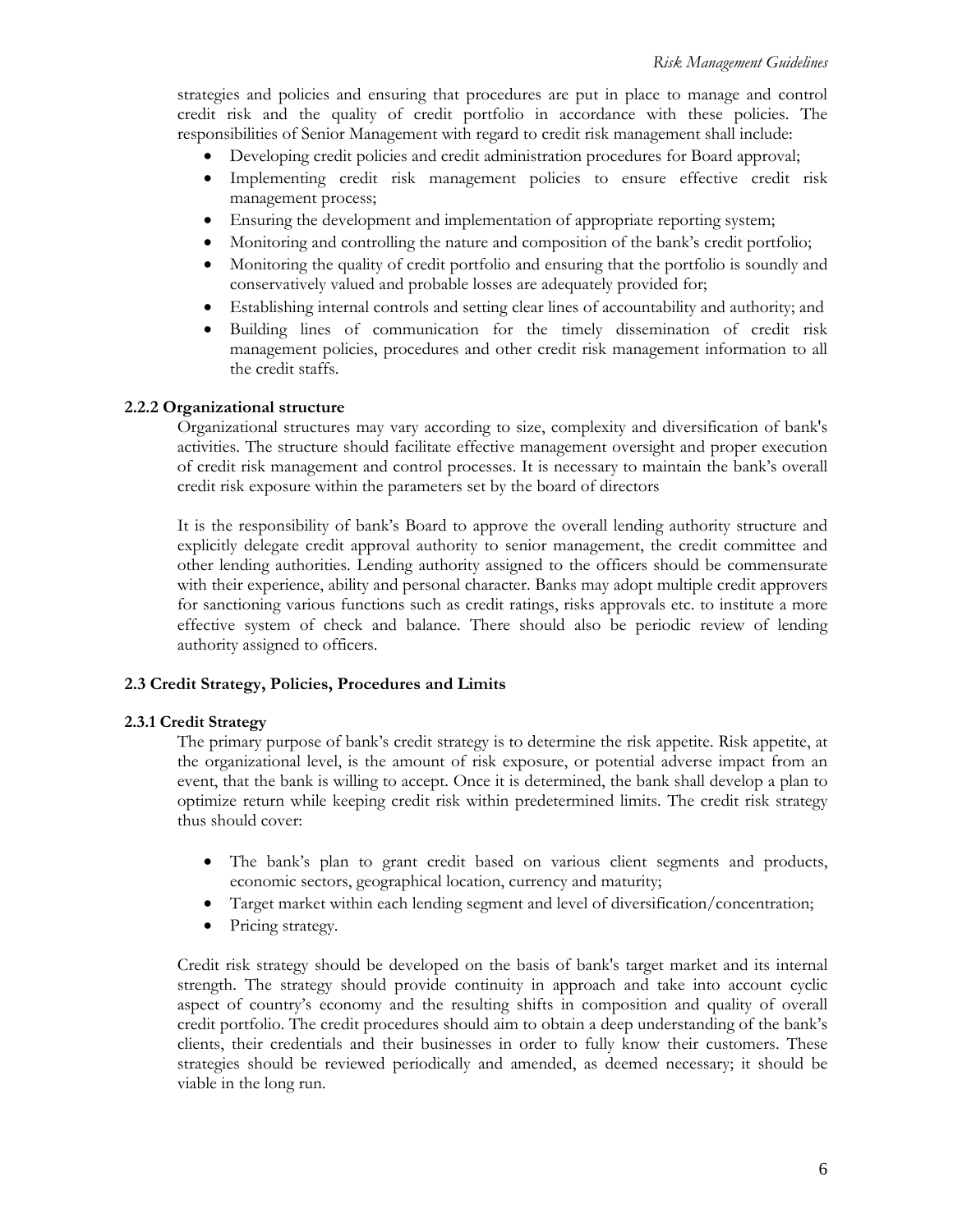strategies and policies and ensuring that procedures are put in place to manage and control credit risk and the quality of credit portfolio in accordance with these policies. The responsibilities of Senior Management with regard to credit risk management shall include:

- Developing credit policies and credit administration procedures for Board approval;
- Implementing credit risk management policies to ensure effective credit risk management process;
- Ensuring the development and implementation of appropriate reporting system;
- Monitoring and controlling the nature and composition of the bank's credit portfolio;
- Monitoring the quality of credit portfolio and ensuring that the portfolio is soundly and conservatively valued and probable losses are adequately provided for;
- Establishing internal controls and setting clear lines of accountability and authority; and
- Building lines of communication for the timely dissemination of credit risk management policies, procedures and other credit risk management information to all the credit staffs.

#### 2.2.2 Organizational structure

Organizational structures may vary according to size, complexity and diversification of bank's activities. The structure should facilitate effective management oversight and proper execution of credit risk management and control processes. It is necessary to maintain the bank's overall credit risk exposure within the parameters set by the board of directors

It is the responsibility of bank's Board to approve the overall lending authority structure and explicitly delegate credit approval authority to senior management, the credit committee and other lending authorities. Lending authority assigned to the officers should be commensurate with their experience, ability and personal character. Banks may adopt multiple credit approvers for sanctioning various functions such as credit ratings, risks approvals etc. to institute a more effective system of check and balance. There should also be periodic review of lending authority assigned to officers.

### 2.3 Credit Strategy, Policies, Procedures and Limits

#### 2.3.1 Credit Strategy

The primary purpose of bank's credit strategy is to determine the risk appetite. Risk appetite, at the organizational level, is the amount of risk exposure, or potential adverse impact from an event, that the bank is willing to accept. Once it is determined, the bank shall develop a plan to optimize return while keeping credit risk within predetermined limits. The credit risk strategy thus should cover:

- The bank's plan to grant credit based on various client segments and products, economic sectors, geographical location, currency and maturity;
- Target market within each lending segment and level of diversification/concentration;
- Pricing strategy.

Credit risk strategy should be developed on the basis of bank's target market and its internal strength. The strategy should provide continuity in approach and take into account cyclic aspect of country's economy and the resulting shifts in composition and quality of overall credit portfolio. The credit procedures should aim to obtain a deep understanding of the bank's clients, their credentials and their businesses in order to fully know their customers. These strategies should be reviewed periodically and amended, as deemed necessary; it should be viable in the long run.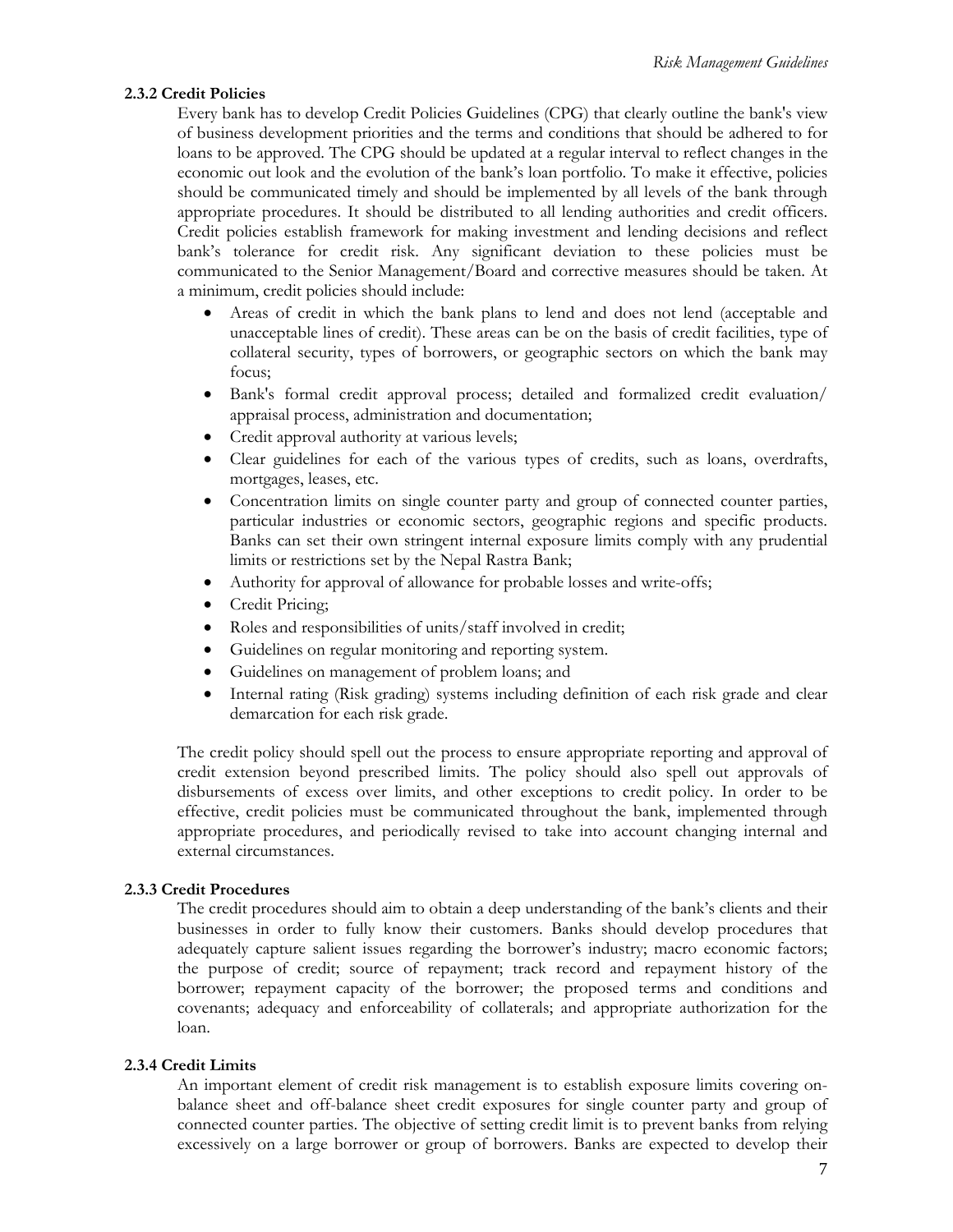#### 2.3.2 Credit Policies

Every bank has to develop Credit Policies Guidelines (CPG) that clearly outline the bank's view of business development priorities and the terms and conditions that should be adhered to for loans to be approved. The CPG should be updated at a regular interval to reflect changes in the economic out look and the evolution of the bank's loan portfolio. To make it effective, policies should be communicated timely and should be implemented by all levels of the bank through appropriate procedures. It should be distributed to all lending authorities and credit officers. Credit policies establish framework for making investment and lending decisions and reflect bank's tolerance for credit risk. Any significant deviation to these policies must be communicated to the Senior Management/Board and corrective measures should be taken. At a minimum, credit policies should include:

- Areas of credit in which the bank plans to lend and does not lend (acceptable and unacceptable lines of credit). These areas can be on the basis of credit facilities, type of collateral security, types of borrowers, or geographic sectors on which the bank may focus;
- Bank's formal credit approval process; detailed and formalized credit evaluation/ appraisal process, administration and documentation;
- Credit approval authority at various levels;
- Clear guidelines for each of the various types of credits, such as loans, overdrafts, mortgages, leases, etc.
- Concentration limits on single counter party and group of connected counter parties, particular industries or economic sectors, geographic regions and specific products. Banks can set their own stringent internal exposure limits comply with any prudential limits or restrictions set by the Nepal Rastra Bank;
- Authority for approval of allowance for probable losses and write-offs;
- Credit Pricing;
- Roles and responsibilities of units/staff involved in credit;
- Guidelines on regular monitoring and reporting system.
- Guidelines on management of problem loans; and
- Internal rating (Risk grading) systems including definition of each risk grade and clear demarcation for each risk grade.

The credit policy should spell out the process to ensure appropriate reporting and approval of credit extension beyond prescribed limits. The policy should also spell out approvals of disbursements of excess over limits, and other exceptions to credit policy. In order to be effective, credit policies must be communicated throughout the bank, implemented through appropriate procedures, and periodically revised to take into account changing internal and external circumstances.

#### 2.3.3 Credit Procedures

The credit procedures should aim to obtain a deep understanding of the bank's clients and their businesses in order to fully know their customers. Banks should develop procedures that adequately capture salient issues regarding the borrower's industry; macro economic factors; the purpose of credit; source of repayment; track record and repayment history of the borrower; repayment capacity of the borrower; the proposed terms and conditions and covenants; adequacy and enforceability of collaterals; and appropriate authorization for the loan.

#### 2.3.4 Credit Limits

An important element of credit risk management is to establish exposure limits covering on-balance sheet and off-balance sheet credit exposures for single counter party and group of connected counter parties. The objective of setting credit limit is to prevent banks from relying excessively on a large borrower or group of borrowers. Banks are expected to develop their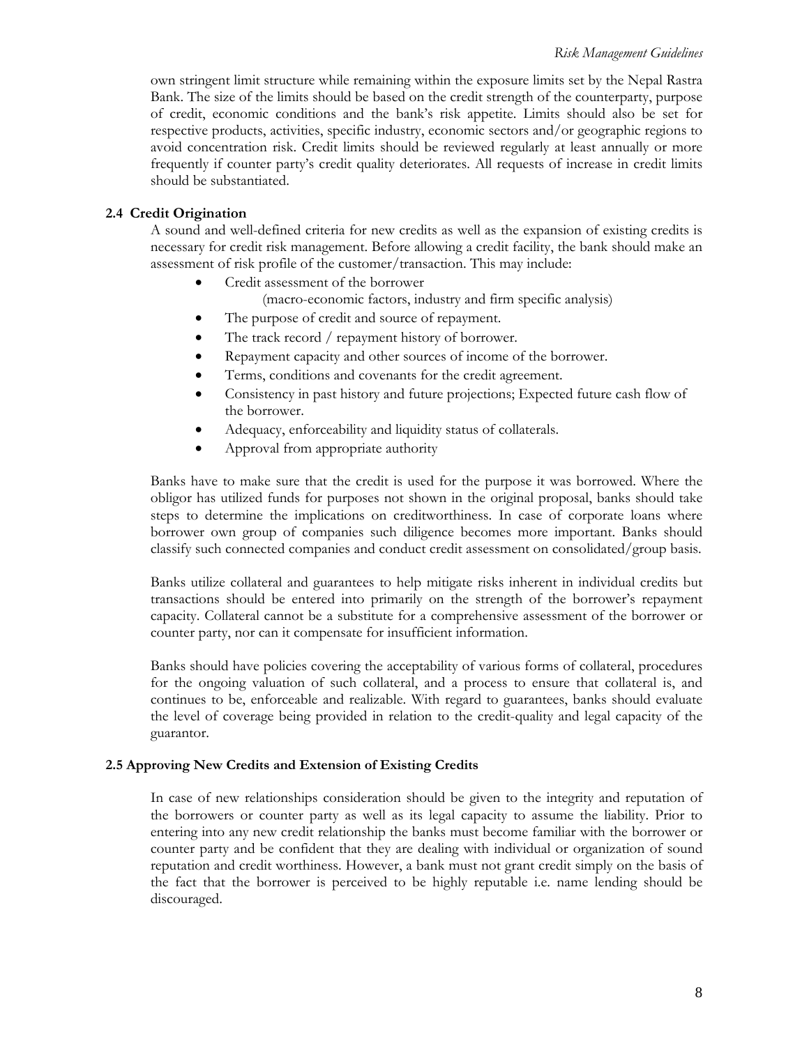own stringent limit structure while remaining within the exposure limits set by the Nepal Rastra Bank. The size of the limits should be based on the credit strength of the counterparty, purpose of credit, economic conditions and the bank's risk appetite. Limits should also be set for respective products, activities, specific industry, economic sectors and/or geographic regions to avoid concentration risk. Credit limits should be reviewed regularly at least annually or more frequently if counter party's credit quality deteriorates. All requests of increase in credit limits should be substantiated.

### 2.4 Credit Origination

A sound and well-defined criteria for new credits as well as the expansion of existing credits is necessary for credit risk management. Before allowing a credit facility, the bank should make an assessment of risk profile of the customer/transaction. This may include:

- Credit assessment of the borrower
  (macro-economic factors, industry and firm specific analysis)
- The purpose of credit and source of repayment.
- The track record / repayment history of borrower.
- Repayment capacity and other sources of income of the borrower.
- Terms, conditions and covenants for the credit agreement.
- Consistency in past history and future projections; Expected future cash flow of the borrower.
- Adequacy, enforceability and liquidity status of collaterals.
- Approval from appropriate authority

Banks have to make sure that the credit is used for the purpose it was borrowed. Where the obligor has utilized funds for purposes not shown in the original proposal, banks should take steps to determine the implications on creditworthiness. In case of corporate loans where borrower own group of companies such diligence becomes more important. Banks should classify such connected companies and conduct credit assessment on consolidated/group basis.

Banks utilize collateral and guarantees to help mitigate risks inherent in individual credits but transactions should be entered into primarily on the strength of the borrower's repayment capacity. Collateral cannot be a substitute for a comprehensive assessment of the borrower or counter party, nor can it compensate for insufficient information.

Banks should have policies covering the acceptability of various forms of collateral, procedures for the ongoing valuation of such collateral, and a process to ensure that collateral is, and continues to be, enforceable and realizable. With regard to guarantees, banks should evaluate the level of coverage being provided in relation to the credit-quality and legal capacity of the guarantor.

### 2.5 Approving New Credits and Extension of Existing Credits

In case of new relationships consideration should be given to the integrity and reputation of the borrowers or counter party as well as its legal capacity to assume the liability. Prior to entering into any new credit relationship the banks must become familiar with the borrower or counter party and be confident that they are dealing with individual or organization of sound reputation and credit worthiness. However, a bank must not grant credit simply on the basis of the fact that the borrower is perceived to be highly reputable i.e. name lending should be discouraged.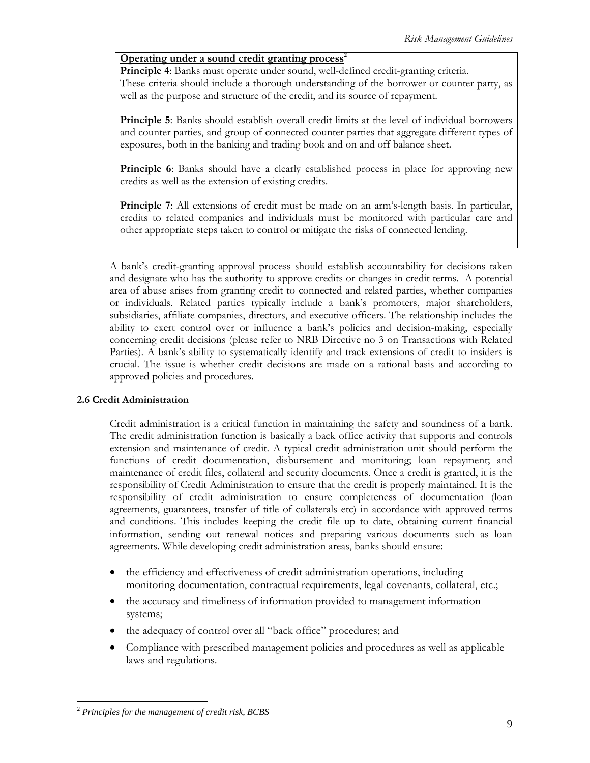**Operating under a sound credit granting process**[2]

**Principle 4**: Banks must operate under sound, well-defined credit-granting criteria. These criteria should include a thorough understanding of the borrower or counter party, as well as the purpose and structure of the credit, and its source of repayment.

**Principle 5**: Banks should establish overall credit limits at the level of individual borrowers and counter parties, and group of connected counter parties that aggregate different types of exposures, both in the banking and trading book and on and off balance sheet.

**Principle 6**: Banks should have a clearly established process in place for approving new credits as well as the extension of existing credits.

**Principle 7**: All extensions of credit must be made on an arm's-length basis. In particular, credits to related companies and individuals must be monitored with particular care and other appropriate steps taken to control or mitigate the risks of connected lending.

A bank's credit-granting approval process should establish accountability for decisions taken and designate who has the authority to approve credits or changes in credit terms. A potential area of abuse arises from granting credit to connected and related parties, whether companies or individuals. Related parties typically include a bank's promoters, major shareholders, subsidiaries, affiliate companies, directors, and executive officers. The relationship includes the ability to exert control over or influence a bank's policies and decision-making, especially concerning credit decisions (please refer to NRB Directive no 3 on Transactions with Related Parties). A bank's ability to systematically identify and track extensions of credit to insiders is crucial. The issue is whether credit decisions are made on a rational basis and according to approved policies and procedures.

### 2.6 Credit Administration

Credit administration is a critical function in maintaining the safety and soundness of a bank. The credit administration function is basically a back office activity that supports and controls extension and maintenance of credit. A typical credit administration unit should perform the functions of credit documentation, disbursement and monitoring; loan repayment; and maintenance of credit files, collateral and security documents. Once a credit is granted, it is the responsibility of Credit Administration to ensure that the credit is properly maintained. It is the responsibility of credit administration to ensure completeness of documentation (loan agreements, guarantees, transfer of title of collaterals etc) in accordance with approved terms and conditions. This includes keeping the credit file up to date, obtaining current financial information, sending out renewal notices and preparing various documents such as loan agreements. While developing credit administration areas, banks should ensure:

- the efficiency and effectiveness of credit administration operations, including monitoring documentation, contractual requirements, legal covenants, collateral, etc.;
- the accuracy and timeliness of information provided to management information systems;
- the adequacy of control over all "back office" procedures; and
- Compliance with prescribed management policies and procedures as well as applicable laws and regulations.

[2] *Principles for the management of credit risk, BCBS*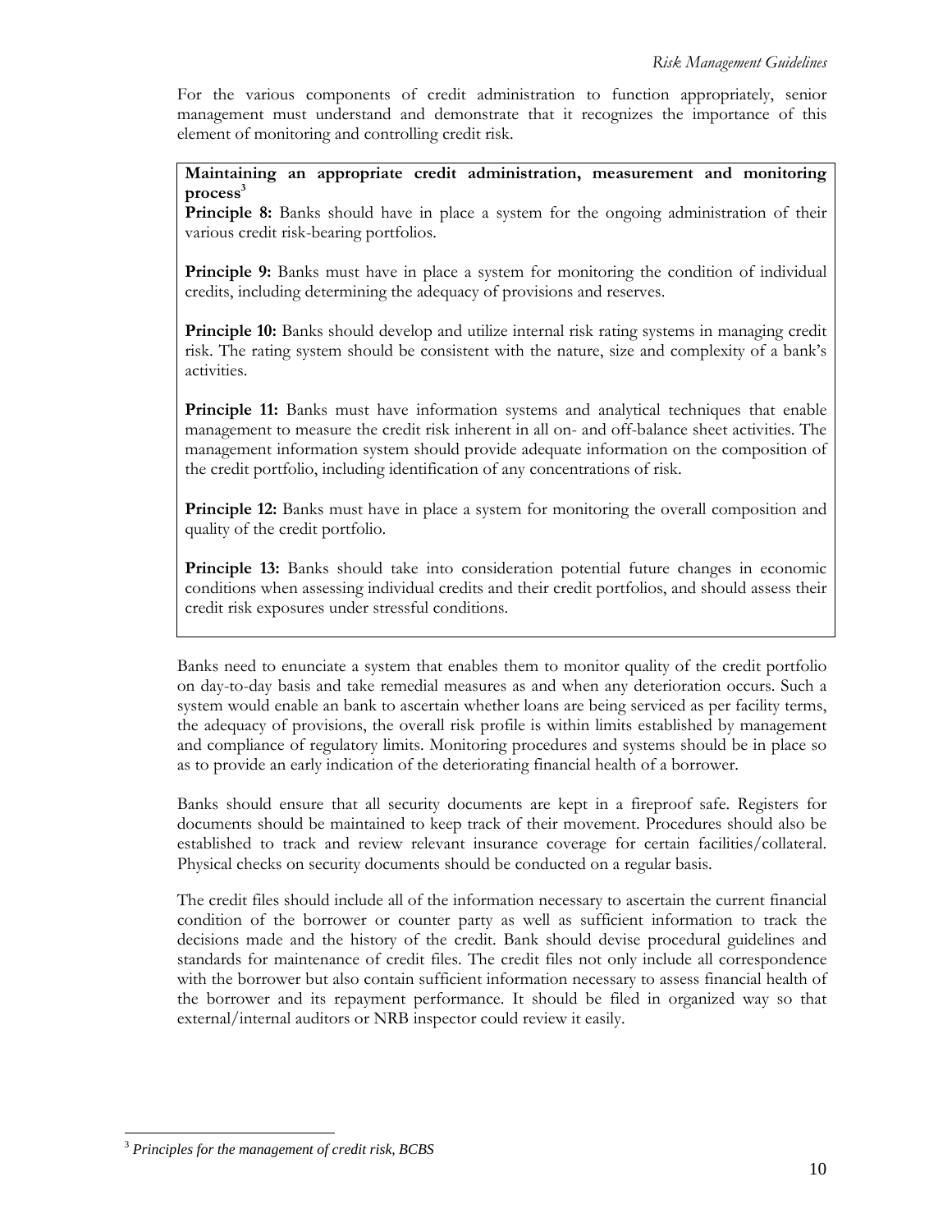For the various components of credit administration to function appropriately, senior management must understand and demonstrate that it recognizes the importance of this element of monitoring and controlling credit risk.

> **Maintaining an appropriate credit administration, measurement and monitoring process**[3]
>
> **Principle 8:** Banks should have in place a system for the ongoing administration of their various credit risk-bearing portfolios.
>
> **Principle 9:** Banks must have in place a system for monitoring the condition of individual credits, including determining the adequacy of provisions and reserves.
>
> **Principle 10:** Banks should develop and utilize internal risk rating systems in managing credit risk. The rating system should be consistent with the nature, size and complexity of a bank's activities.
>
> **Principle 11:** Banks must have information systems and analytical techniques that enable management to measure the credit risk inherent in all on- and off-balance sheet activities. The management information system should provide adequate information on the composition of the credit portfolio, including identification of any concentrations of risk.
>
> **Principle 12:** Banks must have in place a system for monitoring the overall composition and quality of the credit portfolio.
>
> **Principle 13:** Banks should take into consideration potential future changes in economic conditions when assessing individual credits and their credit portfolios, and should assess their credit risk exposures under stressful conditions.

Banks need to enunciate a system that enables them to monitor quality of the credit portfolio on day-to-day basis and take remedial measures as and when any deterioration occurs. Such a system would enable an bank to ascertain whether loans are being serviced as per facility terms, the adequacy of provisions, the overall risk profile is within limits established by management and compliance of regulatory limits. Monitoring procedures and systems should be in place so as to provide an early indication of the deteriorating financial health of a borrower.

Banks should ensure that all security documents are kept in a fireproof safe. Registers for documents should be maintained to keep track of their movement. Procedures should also be established to track and review relevant insurance coverage for certain facilities/collateral. Physical checks on security documents should be conducted on a regular basis.

The credit files should include all of the information necessary to ascertain the current financial condition of the borrower or counter party as well as sufficient information to track the decisions made and the history of the credit. Bank should devise procedural guidelines and standards for maintenance of credit files. The credit files not only include all correspondence with the borrower but also contain sufficient information necessary to assess financial health of the borrower and its repayment performance. It should be filed in organized way so that external/internal auditors or NRB inspector could review it easily.

---

[3] *Principles for the management of credit risk, BCBS*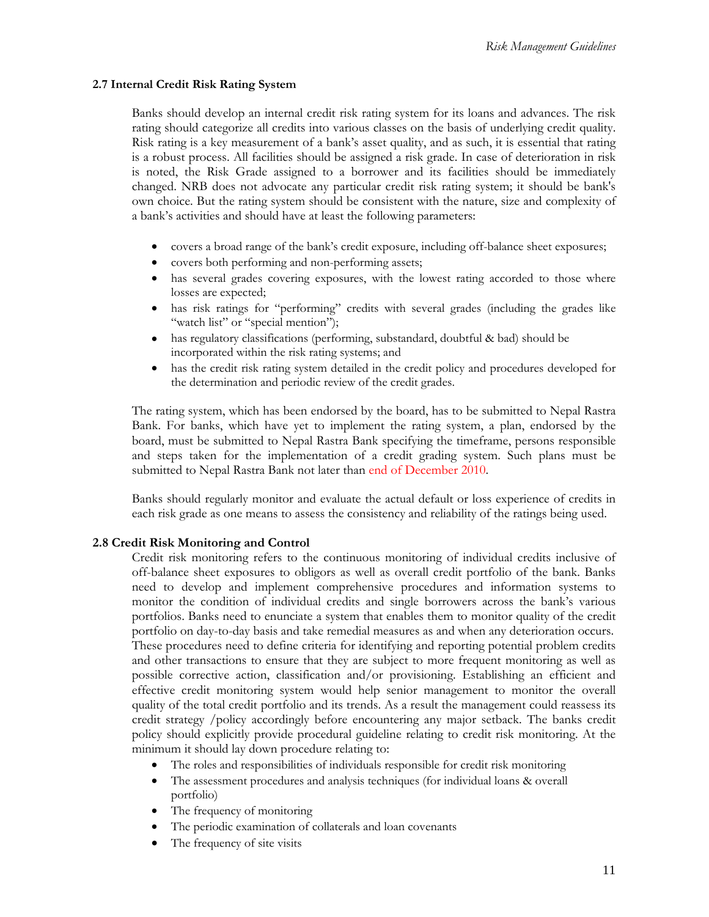### 2.7 Internal Credit Risk Rating System

Banks should develop an internal credit risk rating system for its loans and advances. The risk rating should categorize all credits into various classes on the basis of underlying credit quality. Risk rating is a key measurement of a bank's asset quality, and as such, it is essential that rating is a robust process. All facilities should be assigned a risk grade. In case of deterioration in risk is noted, the Risk Grade assigned to a borrower and its facilities should be immediately changed. NRB does not advocate any particular credit risk rating system; it should be bank's own choice. But the rating system should be consistent with the nature, size and complexity of a bank's activities and should have at least the following parameters:

- covers a broad range of the bank's credit exposure, including off-balance sheet exposures;
- covers both performing and non-performing assets;
- has several grades covering exposures, with the lowest rating accorded to those where losses are expected;
- has risk ratings for "performing" credits with several grades (including the grades like "watch list" or "special mention");
- has regulatory classifications (performing, substandard, doubtful & bad) should be incorporated within the risk rating systems; and
- has the credit risk rating system detailed in the credit policy and procedures developed for the determination and periodic review of the credit grades.

The rating system, which has been endorsed by the board, has to be submitted to Nepal Rastra Bank. For banks, which have yet to implement the rating system, a plan, endorsed by the board, must be submitted to Nepal Rastra Bank specifying the timeframe, persons responsible and steps taken for the implementation of a credit grading system. Such plans must be submitted to Nepal Rastra Bank not later than end of December 2010.

Banks should regularly monitor and evaluate the actual default or loss experience of credits in each risk grade as one means to assess the consistency and reliability of the ratings being used.

### 2.8 Credit Risk Monitoring and Control

Credit risk monitoring refers to the continuous monitoring of individual credits inclusive of off-balance sheet exposures to obligors as well as overall credit portfolio of the bank. Banks need to develop and implement comprehensive procedures and information systems to monitor the condition of individual credits and single borrowers across the bank's various portfolios. Banks need to enunciate a system that enables them to monitor quality of the credit portfolio on day-to-day basis and take remedial measures as and when any deterioration occurs. These procedures need to define criteria for identifying and reporting potential problem credits and other transactions to ensure that they are subject to more frequent monitoring as well as possible corrective action, classification and/or provisioning. Establishing an efficient and effective credit monitoring system would help senior management to monitor the overall quality of the total credit portfolio and its trends. As a result the management could reassess its credit strategy /policy accordingly before encountering any major setback. The banks credit policy should explicitly provide procedural guideline relating to credit risk monitoring. At the minimum it should lay down procedure relating to:

- The roles and responsibilities of individuals responsible for credit risk monitoring
- The assessment procedures and analysis techniques (for individual loans & overall portfolio)
- The frequency of monitoring
- The periodic examination of collaterals and loan covenants
- The frequency of site visits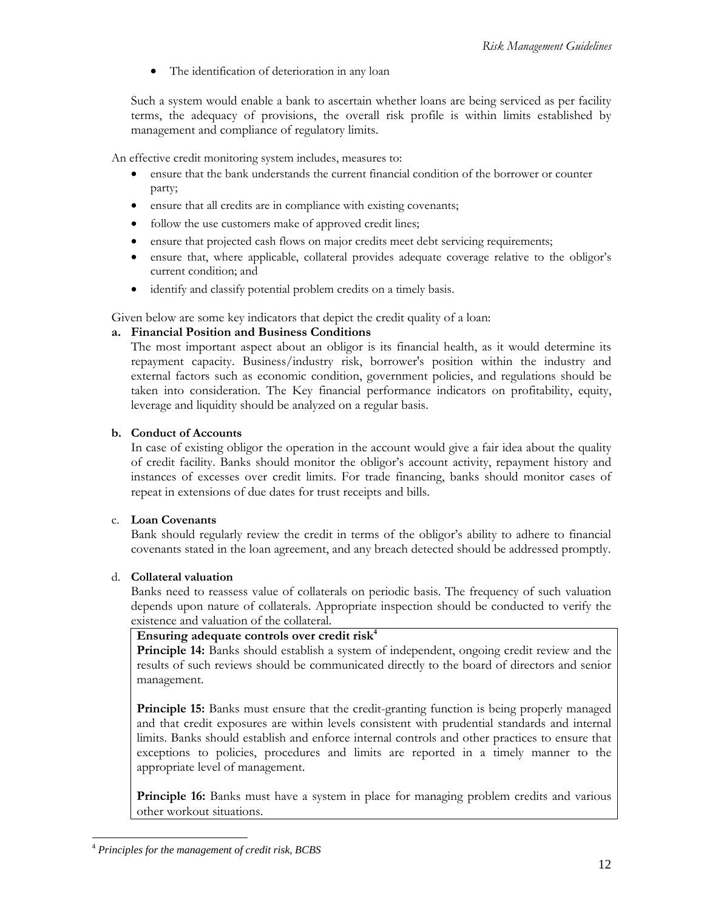- The identification of deterioration in any loan

Such a system would enable a bank to ascertain whether loans are being serviced as per facility terms, the adequacy of provisions, the overall risk profile is within limits established by management and compliance of regulatory limits.

An effective credit monitoring system includes, measures to:

- ensure that the bank understands the current financial condition of the borrower or counter party;
- ensure that all credits are in compliance with existing covenants;
- follow the use customers make of approved credit lines;
- ensure that projected cash flows on major credits meet debt servicing requirements;
- ensure that, where applicable, collateral provides adequate coverage relative to the obligor's current condition; and
- identify and classify potential problem credits on a timely basis.

Given below are some key indicators that depict the credit quality of a loan:

**a. Financial Position and Business Conditions**

The most important aspect about an obligor is its financial health, as it would determine its repayment capacity. Business/industry risk, borrower's position within the industry and external factors such as economic condition, government policies, and regulations should be taken into consideration. The Key financial performance indicators on profitability, equity, leverage and liquidity should be analyzed on a regular basis.

**b. Conduct of Accounts**

In case of existing obligor the operation in the account would give a fair idea about the quality of credit facility. Banks should monitor the obligor's account activity, repayment history and instances of excesses over credit limits. For trade financing, banks should monitor cases of repeat in extensions of due dates for trust receipts and bills.

c. **Loan Covenants**

Bank should regularly review the credit in terms of the obligor's ability to adhere to financial covenants stated in the loan agreement, and any breach detected should be addressed promptly.

d. **Collateral valuation**

Banks need to reassess value of collaterals on periodic basis. The frequency of such valuation depends upon nature of collaterals. Appropriate inspection should be conducted to verify the existence and valuation of the collateral.

**Ensuring adequate controls over credit risk**[4]

**Principle 14:** Banks should establish a system of independent, ongoing credit review and the results of such reviews should be communicated directly to the board of directors and senior management.

**Principle 15:** Banks must ensure that the credit-granting function is being properly managed and that credit exposures are within levels consistent with prudential standards and internal limits. Banks should establish and enforce internal controls and other practices to ensure that exceptions to policies, procedures and limits are reported in a timely manner to the appropriate level of management.

**Principle 16:** Banks must have a system in place for managing problem credits and various other workout situations.

[4] *Principles for the management of credit risk, BCBS*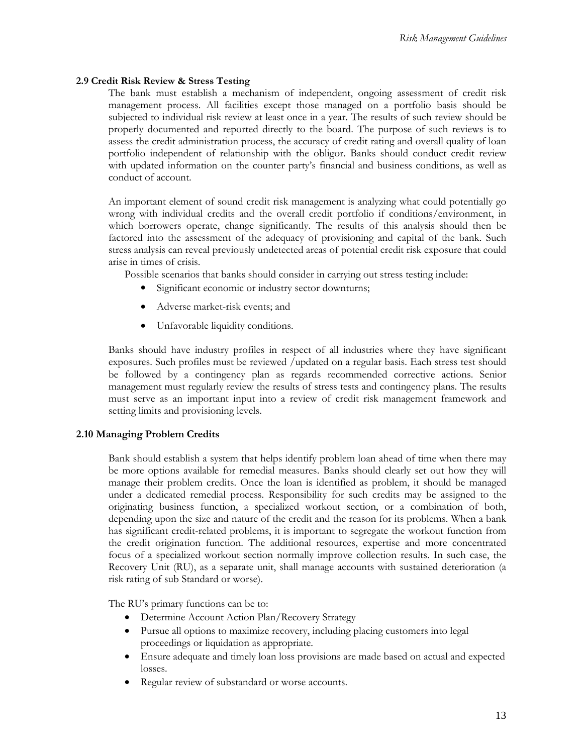### 2.9 Credit Risk Review & Stress Testing

The bank must establish a mechanism of independent, ongoing assessment of credit risk management process. All facilities except those managed on a portfolio basis should be subjected to individual risk review at least once in a year. The results of such review should be properly documented and reported directly to the board. The purpose of such reviews is to assess the credit administration process, the accuracy of credit rating and overall quality of loan portfolio independent of relationship with the obligor. Banks should conduct credit review with updated information on the counter party's financial and business conditions, as well as conduct of account.

An important element of sound credit risk management is analyzing what could potentially go wrong with individual credits and the overall credit portfolio if conditions/environment, in which borrowers operate, change significantly. The results of this analysis should then be factored into the assessment of the adequacy of provisioning and capital of the bank. Such stress analysis can reveal previously undetected areas of potential credit risk exposure that could arise in times of crisis.

Possible scenarios that banks should consider in carrying out stress testing include:

- Significant economic or industry sector downturns;
- Adverse market-risk events; and
- Unfavorable liquidity conditions.

Banks should have industry profiles in respect of all industries where they have significant exposures. Such profiles must be reviewed /updated on a regular basis. Each stress test should be followed by a contingency plan as regards recommended corrective actions. Senior management must regularly review the results of stress tests and contingency plans. The results must serve as an important input into a review of credit risk management framework and setting limits and provisioning levels.

### 2.10 Managing Problem Credits

Bank should establish a system that helps identify problem loan ahead of time when there may be more options available for remedial measures. Banks should clearly set out how they will manage their problem credits. Once the loan is identified as problem, it should be managed under a dedicated remedial process. Responsibility for such credits may be assigned to the originating business function, a specialized workout section, or a combination of both, depending upon the size and nature of the credit and the reason for its problems. When a bank has significant credit-related problems, it is important to segregate the workout function from the credit origination function. The additional resources, expertise and more concentrated focus of a specialized workout section normally improve collection results. In such case, the Recovery Unit (RU), as a separate unit, shall manage accounts with sustained deterioration (a risk rating of sub Standard or worse).

The RU's primary functions can be to:

- Determine Account Action Plan/Recovery Strategy
- Pursue all options to maximize recovery, including placing customers into legal proceedings or liquidation as appropriate.
- Ensure adequate and timely loan loss provisions are made based on actual and expected losses.
- Regular review of substandard or worse accounts.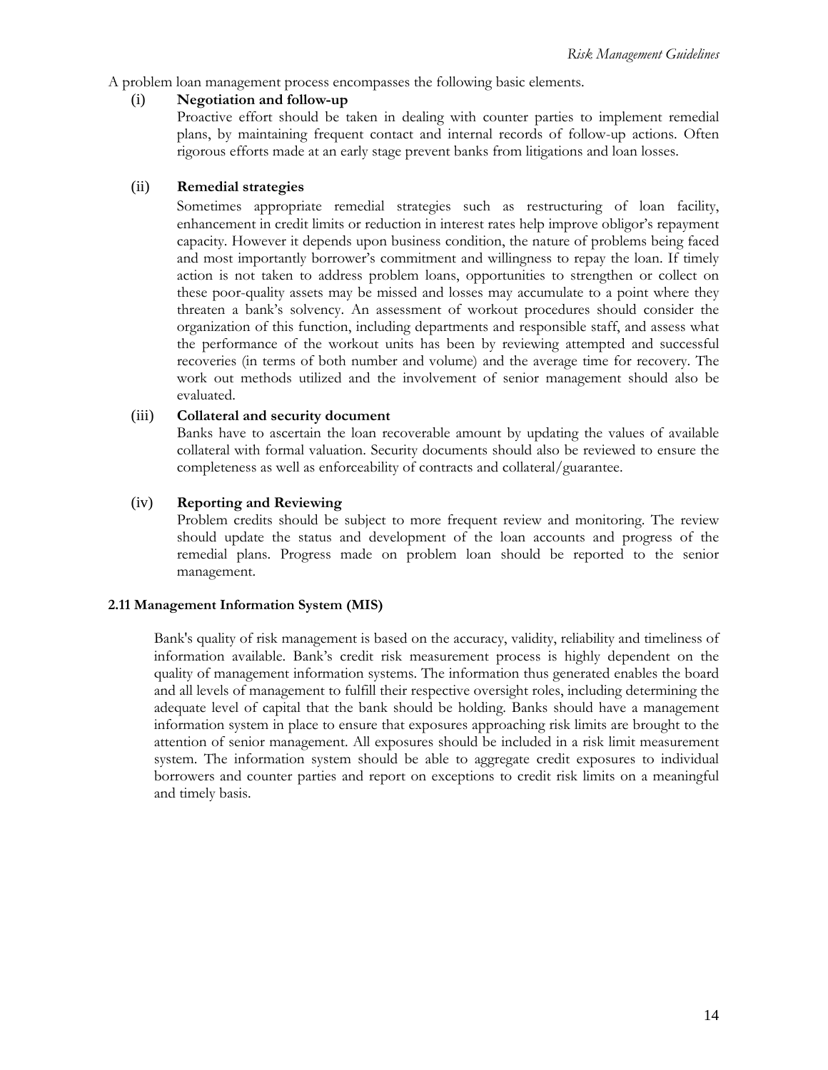A problem loan management process encompasses the following basic elements.

(i) **Negotiation and follow-up**

Proactive effort should be taken in dealing with counter parties to implement remedial plans, by maintaining frequent contact and internal records of follow-up actions. Often rigorous efforts made at an early stage prevent banks from litigations and loan losses.

(ii) **Remedial strategies**

Sometimes appropriate remedial strategies such as restructuring of loan facility, enhancement in credit limits or reduction in interest rates help improve obligor's repayment capacity. However it depends upon business condition, the nature of problems being faced and most importantly borrower's commitment and willingness to repay the loan. If timely action is not taken to address problem loans, opportunities to strengthen or collect on these poor-quality assets may be missed and losses may accumulate to a point where they threaten a bank's solvency. An assessment of workout procedures should consider the organization of this function, including departments and responsible staff, and assess what the performance of the workout units has been by reviewing attempted and successful recoveries (in terms of both number and volume) and the average time for recovery. The work out methods utilized and the involvement of senior management should also be evaluated.

(iii) **Collateral and security document**

Banks have to ascertain the loan recoverable amount by updating the values of available collateral with formal valuation. Security documents should also be reviewed to ensure the completeness as well as enforceability of contracts and collateral/guarantee.

(iv) **Reporting and Reviewing**

Problem credits should be subject to more frequent review and monitoring. The review should update the status and development of the loan accounts and progress of the remedial plans. Progress made on problem loan should be reported to the senior management.

### 2.11 Management Information System (MIS)

Bank's quality of risk management is based on the accuracy, validity, reliability and timeliness of information available. Bank's credit risk measurement process is highly dependent on the quality of management information systems. The information thus generated enables the board and all levels of management to fulfill their respective oversight roles, including determining the adequate level of capital that the bank should be holding. Banks should have a management information system in place to ensure that exposures approaching risk limits are brought to the attention of senior management. All exposures should be included in a risk limit measurement system. The information system should be able to aggregate credit exposures to individual borrowers and counter parties and report on exceptions to credit risk limits on a meaningful and timely basis.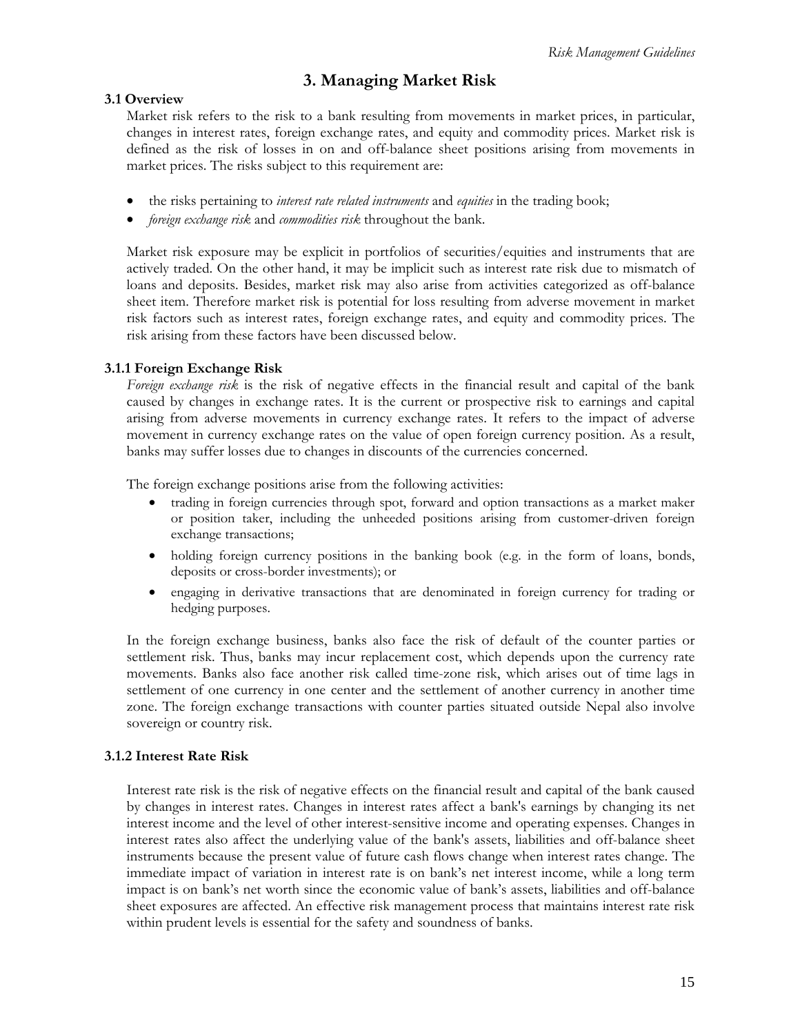# 3. Managing Market Risk

## 3.1 Overview

Market risk refers to the risk to a bank resulting from movements in market prices, in particular, changes in interest rates, foreign exchange rates, and equity and commodity prices. Market risk is defined as the risk of losses in on and off-balance sheet positions arising from movements in market prices. The risks subject to this requirement are:

- the risks pertaining to *interest rate related instruments* and *equities* in the trading book;
- *foreign exchange risk* and *commodities risk* throughout the bank.

Market risk exposure may be explicit in portfolios of securities/equities and instruments that are actively traded. On the other hand, it may be implicit such as interest rate risk due to mismatch of loans and deposits. Besides, market risk may also arise from activities categorized as off-balance sheet item. Therefore market risk is potential for loss resulting from adverse movement in market risk factors such as interest rates, foreign exchange rates, and equity and commodity prices. The risk arising from these factors have been discussed below.

### 3.1.1 Foreign Exchange Risk

*Foreign exchange risk* is the risk of negative effects in the financial result and capital of the bank caused by changes in exchange rates. It is the current or prospective risk to earnings and capital arising from adverse movements in currency exchange rates. It refers to the impact of adverse movement in currency exchange rates on the value of open foreign currency position. As a result, banks may suffer losses due to changes in discounts of the currencies concerned.

The foreign exchange positions arise from the following activities:

- trading in foreign currencies through spot, forward and option transactions as a market maker or position taker, including the unheeded positions arising from customer-driven foreign exchange transactions;
- holding foreign currency positions in the banking book (e.g. in the form of loans, bonds, deposits or cross-border investments); or
- engaging in derivative transactions that are denominated in foreign currency for trading or hedging purposes.

In the foreign exchange business, banks also face the risk of default of the counter parties or settlement risk. Thus, banks may incur replacement cost, which depends upon the currency rate movements. Banks also face another risk called time-zone risk, which arises out of time lags in settlement of one currency in one center and the settlement of another currency in another time zone. The foreign exchange transactions with counter parties situated outside Nepal also involve sovereign or country risk.

### 3.1.2 Interest Rate Risk

Interest rate risk is the risk of negative effects on the financial result and capital of the bank caused by changes in interest rates. Changes in interest rates affect a bank's earnings by changing its net interest income and the level of other interest-sensitive income and operating expenses. Changes in interest rates also affect the underlying value of the bank's assets, liabilities and off-balance sheet instruments because the present value of future cash flows change when interest rates change. The immediate impact of variation in interest rate is on bank's net interest income, while a long term impact is on bank's net worth since the economic value of bank's assets, liabilities and off-balance sheet exposures are affected. An effective risk management process that maintains interest rate risk within prudent levels is essential for the safety and soundness of banks.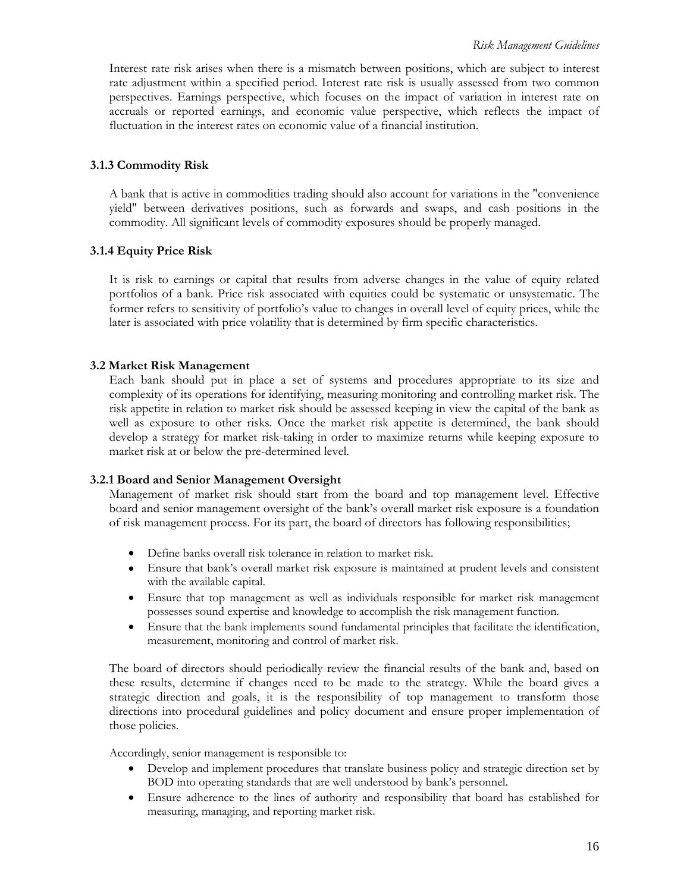Interest rate risk arises when there is a mismatch between positions, which are subject to interest rate adjustment within a specified period. Interest rate risk is usually assessed from two common perspectives. Earnings perspective, which focuses on the impact of variation in interest rate on accruals or reported earnings, and economic value perspective, which reflects the impact of fluctuation in the interest rates on economic value of a financial institution.

### 3.1.3 Commodity Risk

A bank that is active in commodities trading should also account for variations in the "convenience yield" between derivatives positions, such as forwards and swaps, and cash positions in the commodity. All significant levels of commodity exposures should be properly managed.

### 3.1.4 Equity Price Risk

It is risk to earnings or capital that results from adverse changes in the value of equity related portfolios of a bank. Price risk associated with equities could be systematic or unsystematic. The former refers to sensitivity of portfolio's value to changes in overall level of equity prices, while the later is associated with price volatility that is determined by firm specific characteristics.

## 3.2 Market Risk Management

Each bank should put in place a set of systems and procedures appropriate to its size and complexity of its operations for identifying, measuring monitoring and controlling market risk. The risk appetite in relation to market risk should be assessed keeping in view the capital of the bank as well as exposure to other risks. Once the market risk appetite is determined, the bank should develop a strategy for market risk-taking in order to maximize returns while keeping exposure to market risk at or below the pre-determined level.

### 3.2.1 Board and Senior Management Oversight

Management of market risk should start from the board and top management level. Effective board and senior management oversight of the bank's overall market risk exposure is a foundation of risk management process. For its part, the board of directors has following responsibilities;

- Define banks overall risk tolerance in relation to market risk.
- Ensure that bank's overall market risk exposure is maintained at prudent levels and consistent with the available capital.
- Ensure that top management as well as individuals responsible for market risk management possesses sound expertise and knowledge to accomplish the risk management function.
- Ensure that the bank implements sound fundamental principles that facilitate the identification, measurement, monitoring and control of market risk.

The board of directors should periodically review the financial results of the bank and, based on these results, determine if changes need to be made to the strategy. While the board gives a strategic direction and goals, it is the responsibility of top management to transform those directions into procedural guidelines and policy document and ensure proper implementation of those policies.

Accordingly, senior management is responsible to:

- Develop and implement procedures that translate business policy and strategic direction set by BOD into operating standards that are well understood by bank's personnel.
- Ensure adherence to the lines of authority and responsibility that board has established for measuring, managing, and reporting market risk.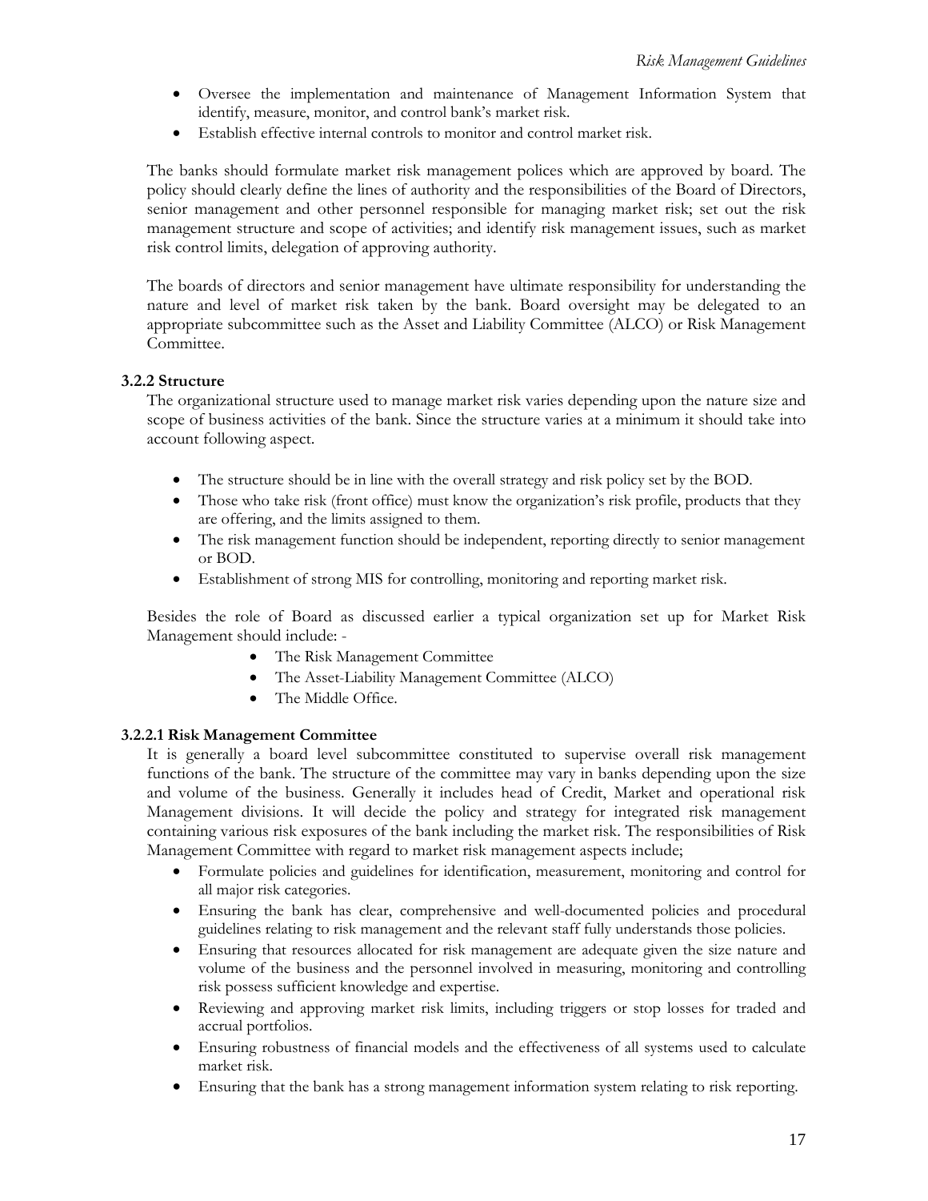- Oversee the implementation and maintenance of Management Information System that identify, measure, monitor, and control bank's market risk.
- Establish effective internal controls to monitor and control market risk.

The banks should formulate market risk management polices which are approved by board. The policy should clearly define the lines of authority and the responsibilities of the Board of Directors, senior management and other personnel responsible for managing market risk; set out the risk management structure and scope of activities; and identify risk management issues, such as market risk control limits, delegation of approving authority.

The boards of directors and senior management have ultimate responsibility for understanding the nature and level of market risk taken by the bank. Board oversight may be delegated to an appropriate subcommittee such as the Asset and Liability Committee (ALCO) or Risk Management Committee.

### 3.2.2 Structure

The organizational structure used to manage market risk varies depending upon the nature size and scope of business activities of the bank. Since the structure varies at a minimum it should take into account following aspect.

- The structure should be in line with the overall strategy and risk policy set by the BOD.
- Those who take risk (front office) must know the organization's risk profile, products that they are offering, and the limits assigned to them.
- The risk management function should be independent, reporting directly to senior management or BOD.
- Establishment of strong MIS for controlling, monitoring and reporting market risk.

Besides the role of Board as discussed earlier a typical organization set up for Market Risk Management should include: -

- The Risk Management Committee
- The Asset-Liability Management Committee (ALCO)
- The Middle Office.

#### 3.2.2.1 Risk Management Committee

It is generally a board level subcommittee constituted to supervise overall risk management functions of the bank. The structure of the committee may vary in banks depending upon the size and volume of the business. Generally it includes head of Credit, Market and operational risk Management divisions. It will decide the policy and strategy for integrated risk management containing various risk exposures of the bank including the market risk. The responsibilities of Risk Management Committee with regard to market risk management aspects include;

- Formulate policies and guidelines for identification, measurement, monitoring and control for all major risk categories.
- Ensuring the bank has clear, comprehensive and well-documented policies and procedural guidelines relating to risk management and the relevant staff fully understands those policies.
- Ensuring that resources allocated for risk management are adequate given the size nature and volume of the business and the personnel involved in measuring, monitoring and controlling risk possess sufficient knowledge and expertise.
- Reviewing and approving market risk limits, including triggers or stop losses for traded and accrual portfolios.
- Ensuring robustness of financial models and the effectiveness of all systems used to calculate market risk.
- Ensuring that the bank has a strong management information system relating to risk reporting.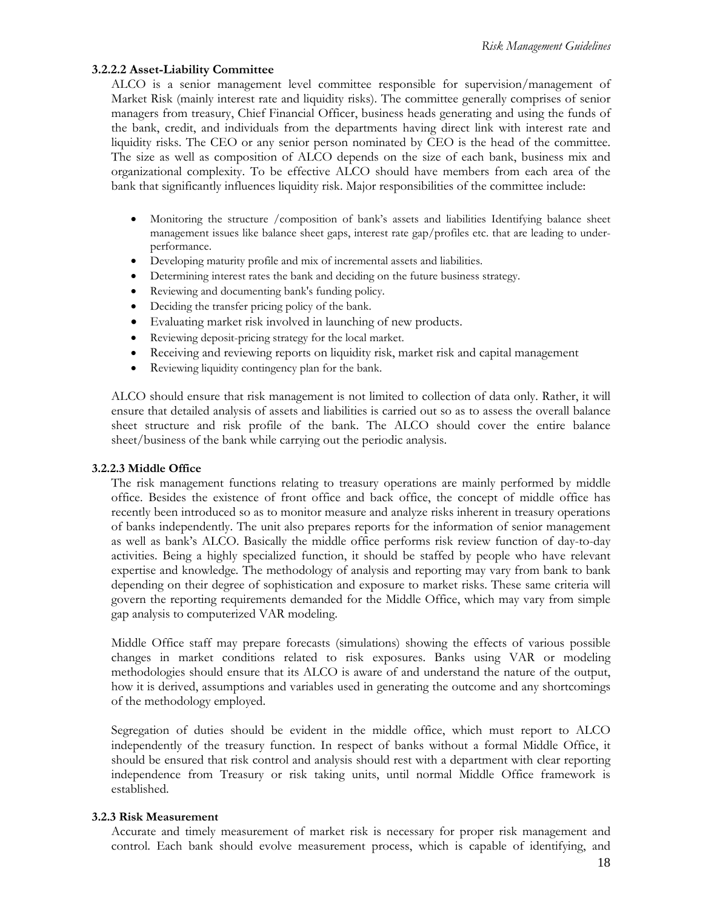**3.2.2.2 Asset-Liability Committee**

ALCO is a senior management level committee responsible for supervision/management of Market Risk (mainly interest rate and liquidity risks). The committee generally comprises of senior managers from treasury, Chief Financial Officer, business heads generating and using the funds of the bank, credit, and individuals from the departments having direct link with interest rate and liquidity risks. The CEO or any senior person nominated by CEO is the head of the committee. The size as well as composition of ALCO depends on the size of each bank, business mix and organizational complexity. To be effective ALCO should have members from each area of the bank that significantly influences liquidity risk. Major responsibilities of the committee include:

- Monitoring the structure /composition of bank's assets and liabilities Identifying balance sheet management issues like balance sheet gaps, interest rate gap/profiles etc. that are leading to under-performance.
- Developing maturity profile and mix of incremental assets and liabilities.
- Determining interest rates the bank and deciding on the future business strategy.
- Reviewing and documenting bank's funding policy.
- Deciding the transfer pricing policy of the bank.
- Evaluating market risk involved in launching of new products.
- Reviewing deposit-pricing strategy for the local market.
- Receiving and reviewing reports on liquidity risk, market risk and capital management
- Reviewing liquidity contingency plan for the bank.

ALCO should ensure that risk management is not limited to collection of data only. Rather, it will ensure that detailed analysis of assets and liabilities is carried out so as to assess the overall balance sheet structure and risk profile of the bank. The ALCO should cover the entire balance sheet/business of the bank while carrying out the periodic analysis.

**3.2.2.3 Middle Office**

The risk management functions relating to treasury operations are mainly performed by middle office. Besides the existence of front office and back office, the concept of middle office has recently been introduced so as to monitor measure and analyze risks inherent in treasury operations of banks independently. The unit also prepares reports for the information of senior management as well as bank's ALCO. Basically the middle office performs risk review function of day-to-day activities. Being a highly specialized function, it should be staffed by people who have relevant expertise and knowledge. The methodology of analysis and reporting may vary from bank to bank depending on their degree of sophistication and exposure to market risks. These same criteria will govern the reporting requirements demanded for the Middle Office, which may vary from simple gap analysis to computerized VAR modeling.

Middle Office staff may prepare forecasts (simulations) showing the effects of various possible changes in market conditions related to risk exposures. Banks using VAR or modeling methodologies should ensure that its ALCO is aware of and understand the nature of the output, how it is derived, assumptions and variables used in generating the outcome and any shortcomings of the methodology employed.

Segregation of duties should be evident in the middle office, which must report to ALCO independently of the treasury function. In respect of banks without a formal Middle Office, it should be ensured that risk control and analysis should rest with a department with clear reporting independence from Treasury or risk taking units, until normal Middle Office framework is established.

**3.2.3 Risk Measurement**

Accurate and timely measurement of market risk is necessary for proper risk management and control. Each bank should evolve measurement process, which is capable of identifying, and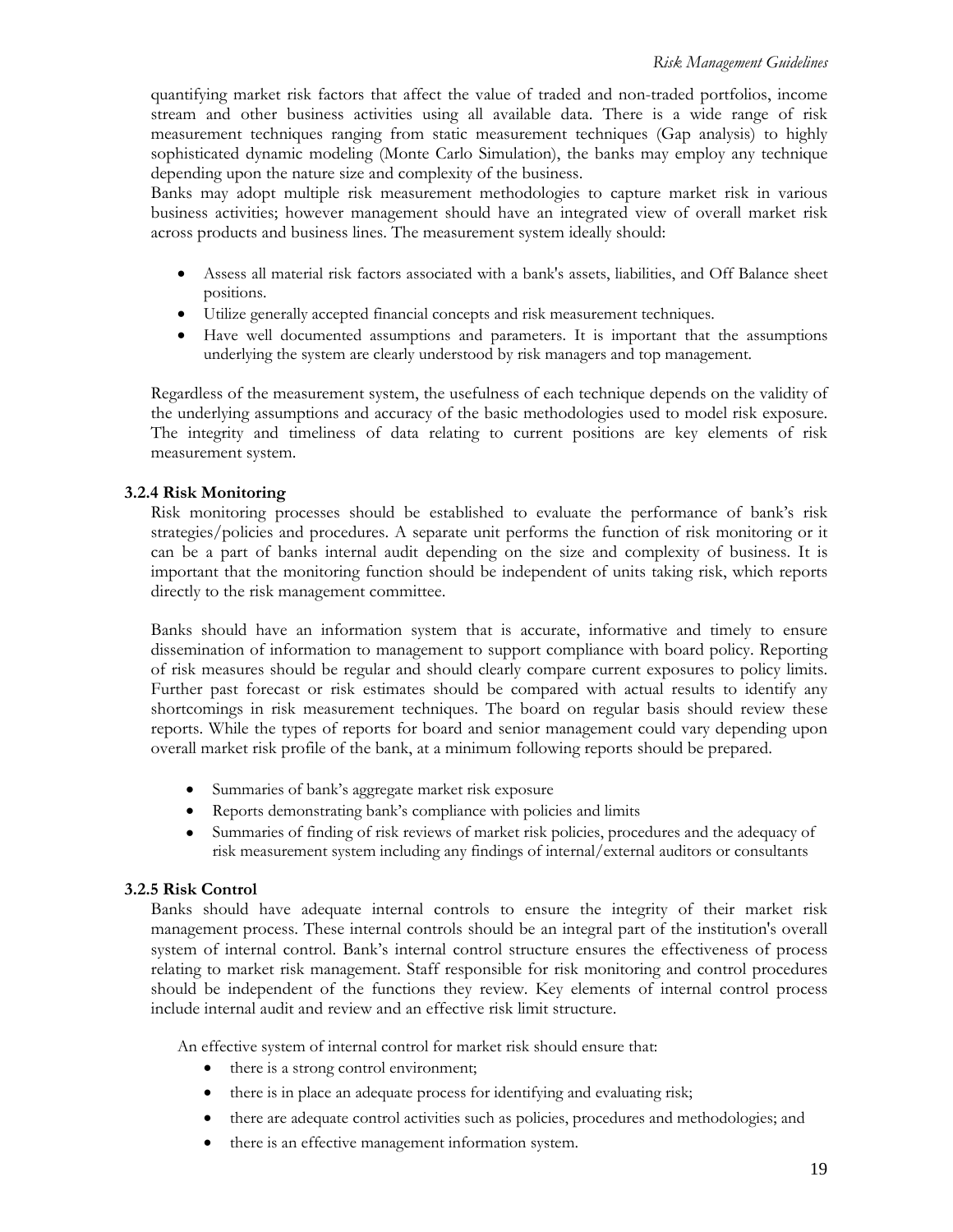quantifying market risk factors that affect the value of traded and non-traded portfolios, income stream and other business activities using all available data. There is a wide range of risk measurement techniques ranging from static measurement techniques (Gap analysis) to highly sophisticated dynamic modeling (Monte Carlo Simulation), the banks may employ any technique depending upon the nature size and complexity of the business.

Banks may adopt multiple risk measurement methodologies to capture market risk in various business activities; however management should have an integrated view of overall market risk across products and business lines. The measurement system ideally should:

- Assess all material risk factors associated with a bank's assets, liabilities, and Off Balance sheet positions.
- Utilize generally accepted financial concepts and risk measurement techniques.
- Have well documented assumptions and parameters. It is important that the assumptions underlying the system are clearly understood by risk managers and top management.

Regardless of the measurement system, the usefulness of each technique depends on the validity of the underlying assumptions and accuracy of the basic methodologies used to model risk exposure. The integrity and timeliness of data relating to current positions are key elements of risk measurement system.

### 3.2.4 Risk Monitoring

Risk monitoring processes should be established to evaluate the performance of bank's risk strategies/policies and procedures. A separate unit performs the function of risk monitoring or it can be a part of banks internal audit depending on the size and complexity of business. It is important that the monitoring function should be independent of units taking risk, which reports directly to the risk management committee.

Banks should have an information system that is accurate, informative and timely to ensure dissemination of information to management to support compliance with board policy. Reporting of risk measures should be regular and should clearly compare current exposures to policy limits. Further past forecast or risk estimates should be compared with actual results to identify any shortcomings in risk measurement techniques. The board on regular basis should review these reports. While the types of reports for board and senior management could vary depending upon overall market risk profile of the bank, at a minimum following reports should be prepared.

- Summaries of bank's aggregate market risk exposure
- Reports demonstrating bank's compliance with policies and limits
- Summaries of finding of risk reviews of market risk policies, procedures and the adequacy of risk measurement system including any findings of internal/external auditors or consultants

### 3.2.5 Risk Control

Banks should have adequate internal controls to ensure the integrity of their market risk management process. These internal controls should be an integral part of the institution's overall system of internal control. Bank's internal control structure ensures the effectiveness of process relating to market risk management. Staff responsible for risk monitoring and control procedures should be independent of the functions they review. Key elements of internal control process include internal audit and review and an effective risk limit structure.

An effective system of internal control for market risk should ensure that:

- there is a strong control environment;
- there is in place an adequate process for identifying and evaluating risk;
- there are adequate control activities such as policies, procedures and methodologies; and
- there is an effective management information system.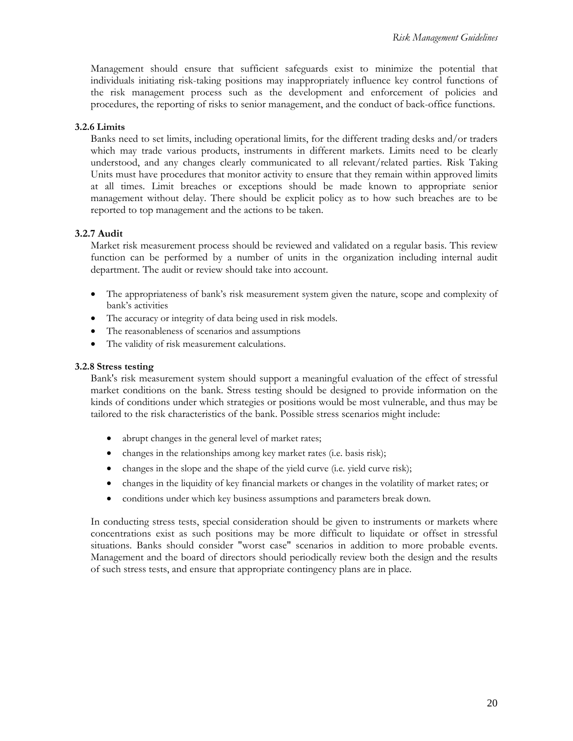Management should ensure that sufficient safeguards exist to minimize the potential that individuals initiating risk-taking positions may inappropriately influence key control functions of the risk management process such as the development and enforcement of policies and procedures, the reporting of risks to senior management, and the conduct of back-office functions.

### 3.2.6 Limits

Banks need to set limits, including operational limits, for the different trading desks and/or traders which may trade various products, instruments in different markets. Limits need to be clearly understood, and any changes clearly communicated to all relevant/related parties. Risk Taking Units must have procedures that monitor activity to ensure that they remain within approved limits at all times. Limit breaches or exceptions should be made known to appropriate senior management without delay. There should be explicit policy as to how such breaches are to be reported to top management and the actions to be taken.

### 3.2.7 Audit

Market risk measurement process should be reviewed and validated on a regular basis. This review function can be performed by a number of units in the organization including internal audit department. The audit or review should take into account.

- The appropriateness of bank's risk measurement system given the nature, scope and complexity of bank's activities
- The accuracy or integrity of data being used in risk models.
- The reasonableness of scenarios and assumptions
- The validity of risk measurement calculations.

### 3.2.8 Stress testing

Bank's risk measurement system should support a meaningful evaluation of the effect of stressful market conditions on the bank. Stress testing should be designed to provide information on the kinds of conditions under which strategies or positions would be most vulnerable, and thus may be tailored to the risk characteristics of the bank. Possible stress scenarios might include:

- abrupt changes in the general level of market rates;
- changes in the relationships among key market rates (i.e. basis risk);
- changes in the slope and the shape of the yield curve (i.e. yield curve risk);
- changes in the liquidity of key financial markets or changes in the volatility of market rates; or
- conditions under which key business assumptions and parameters break down.

In conducting stress tests, special consideration should be given to instruments or markets where concentrations exist as such positions may be more difficult to liquidate or offset in stressful situations. Banks should consider "worst case" scenarios in addition to more probable events. Management and the board of directors should periodically review both the design and the results of such stress tests, and ensure that appropriate contingency plans are in place.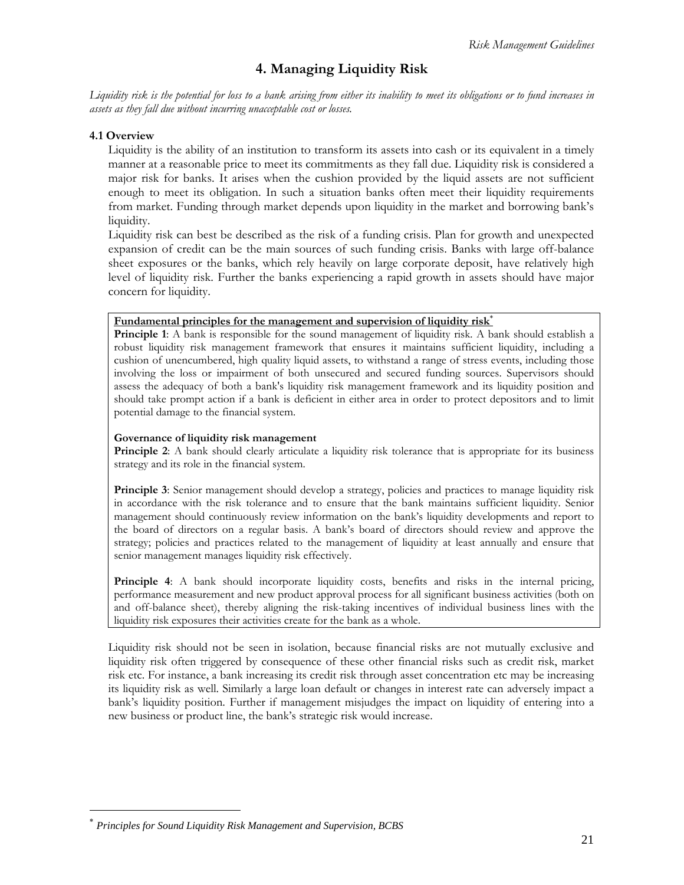# 4. Managing Liquidity Risk

*Liquidity risk is the potential for loss to a bank arising from either its inability to meet its obligations or to fund increases in assets as they fall due without incurring unacceptable cost or losses.*

### 4.1 Overview

Liquidity is the ability of an institution to transform its assets into cash or its equivalent in a timely manner at a reasonable price to meet its commitments as they fall due. Liquidity risk is considered a major risk for banks. It arises when the cushion provided by the liquid assets are not sufficient enough to meet its obligation. In such a situation banks often meet their liquidity requirements from market. Funding through market depends upon liquidity in the market and borrowing bank's liquidity.

Liquidity risk can best be described as the risk of a funding crisis. Plan for growth and unexpected expansion of credit can be the main sources of such funding crisis. Banks with large off-balance sheet exposures or the banks, which rely heavily on large corporate deposit, have relatively high level of liquidity risk. Further the banks experiencing a rapid growth in assets should have major concern for liquidity.

> **Fundamental principles for the management and supervision of liquidity risk***
>
> **Principle 1**: A bank is responsible for the sound management of liquidity risk. A bank should establish a robust liquidity risk management framework that ensures it maintains sufficient liquidity, including a cushion of unencumbered, high quality liquid assets, to withstand a range of stress events, including those involving the loss or impairment of both unsecured and secured funding sources. Supervisors should assess the adequacy of both a bank's liquidity risk management framework and its liquidity position and should take prompt action if a bank is deficient in either area in order to protect depositors and to limit potential damage to the financial system.
>
> **Governance of liquidity risk management**
>
> **Principle 2**: A bank should clearly articulate a liquidity risk tolerance that is appropriate for its business strategy and its role in the financial system.
>
> **Principle 3**: Senior management should develop a strategy, policies and practices to manage liquidity risk in accordance with the risk tolerance and to ensure that the bank maintains sufficient liquidity. Senior management should continuously review information on the bank's liquidity developments and report to the board of directors on a regular basis. A bank's board of directors should review and approve the strategy; policies and practices related to the management of liquidity at least annually and ensure that senior management manages liquidity risk effectively.
>
> **Principle 4**: A bank should incorporate liquidity costs, benefits and risks in the internal pricing, performance measurement and new product approval process for all significant business activities (both on and off-balance sheet), thereby aligning the risk-taking incentives of individual business lines with the liquidity risk exposures their activities create for the bank as a whole.

Liquidity risk should not be seen in isolation, because financial risks are not mutually exclusive and liquidity risk often triggered by consequence of these other financial risks such as credit risk, market risk etc. For instance, a bank increasing its credit risk through asset concentration etc may be increasing its liquidity risk as well. Similarly a large loan default or changes in interest rate can adversely impact a bank's liquidity position. Further if management misjudges the impact on liquidity of entering into a new business or product line, the bank's strategic risk would increase.

---

* *Principles for Sound Liquidity Risk Management and Supervision, BCBS*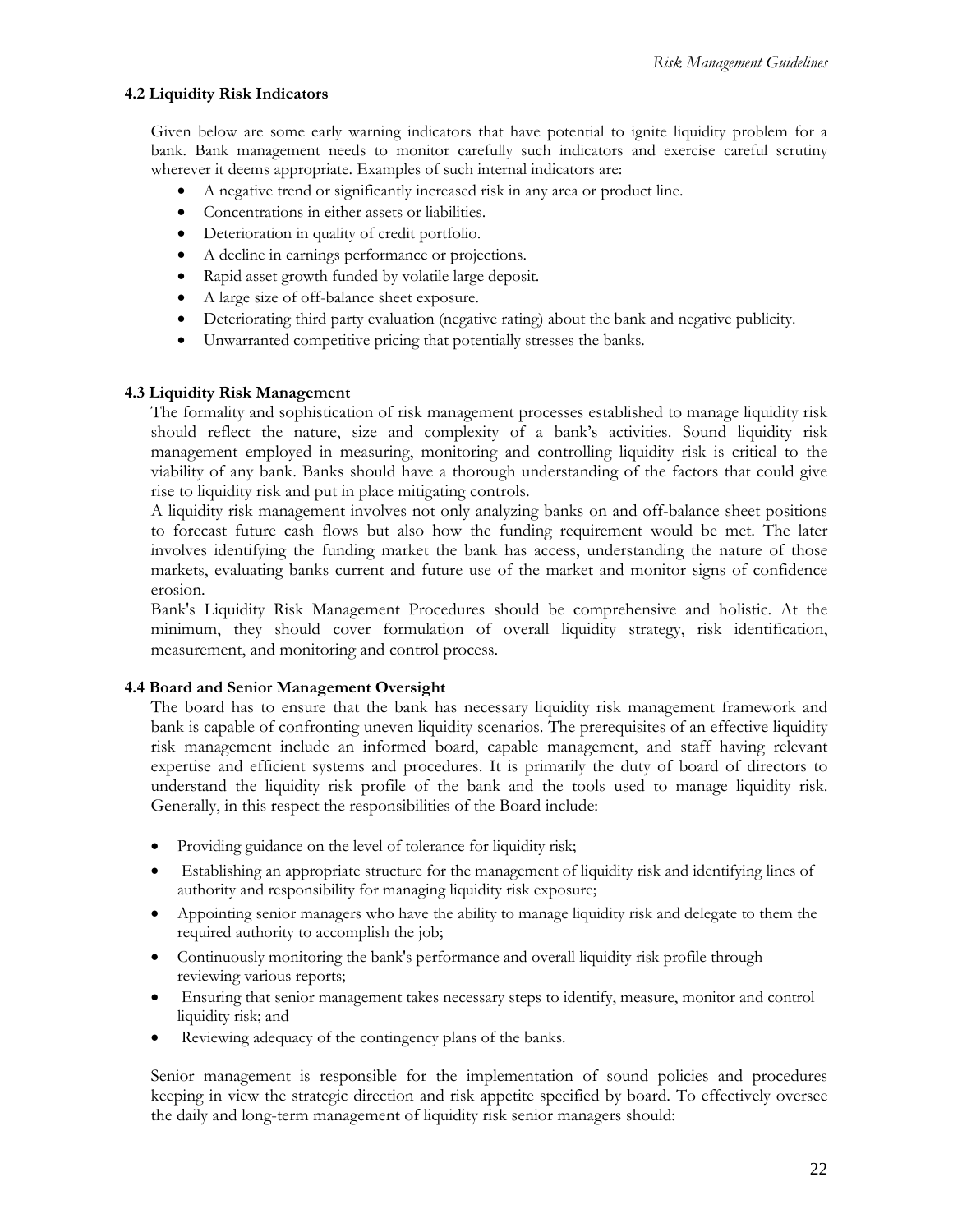### 4.2 Liquidity Risk Indicators

Given below are some early warning indicators that have potential to ignite liquidity problem for a bank. Bank management needs to monitor carefully such indicators and exercise careful scrutiny wherever it deems appropriate. Examples of such internal indicators are:

- A negative trend or significantly increased risk in any area or product line.
- Concentrations in either assets or liabilities.
- Deterioration in quality of credit portfolio.
- A decline in earnings performance or projections.
- Rapid asset growth funded by volatile large deposit.
- A large size of off-balance sheet exposure.
- Deteriorating third party evaluation (negative rating) about the bank and negative publicity.
- Unwarranted competitive pricing that potentially stresses the banks.

### 4.3 Liquidity Risk Management

The formality and sophistication of risk management processes established to manage liquidity risk should reflect the nature, size and complexity of a bank's activities. Sound liquidity risk management employed in measuring, monitoring and controlling liquidity risk is critical to the viability of any bank. Banks should have a thorough understanding of the factors that could give rise to liquidity risk and put in place mitigating controls.

A liquidity risk management involves not only analyzing banks on and off-balance sheet positions to forecast future cash flows but also how the funding requirement would be met. The later involves identifying the funding market the bank has access, understanding the nature of those markets, evaluating banks current and future use of the market and monitor signs of confidence erosion.

Bank's Liquidity Risk Management Procedures should be comprehensive and holistic. At the minimum, they should cover formulation of overall liquidity strategy, risk identification, measurement, and monitoring and control process.

### 4.4 Board and Senior Management Oversight

The board has to ensure that the bank has necessary liquidity risk management framework and bank is capable of confronting uneven liquidity scenarios. The prerequisites of an effective liquidity risk management include an informed board, capable management, and staff having relevant expertise and efficient systems and procedures. It is primarily the duty of board of directors to understand the liquidity risk profile of the bank and the tools used to manage liquidity risk. Generally, in this respect the responsibilities of the Board include:

- Providing guidance on the level of tolerance for liquidity risk;
- Establishing an appropriate structure for the management of liquidity risk and identifying lines of authority and responsibility for managing liquidity risk exposure;
- Appointing senior managers who have the ability to manage liquidity risk and delegate to them the required authority to accomplish the job;
- Continuously monitoring the bank's performance and overall liquidity risk profile through reviewing various reports;
- Ensuring that senior management takes necessary steps to identify, measure, monitor and control liquidity risk; and
- Reviewing adequacy of the contingency plans of the banks.

Senior management is responsible for the implementation of sound policies and procedures keeping in view the strategic direction and risk appetite specified by board. To effectively oversee the daily and long-term management of liquidity risk senior managers should: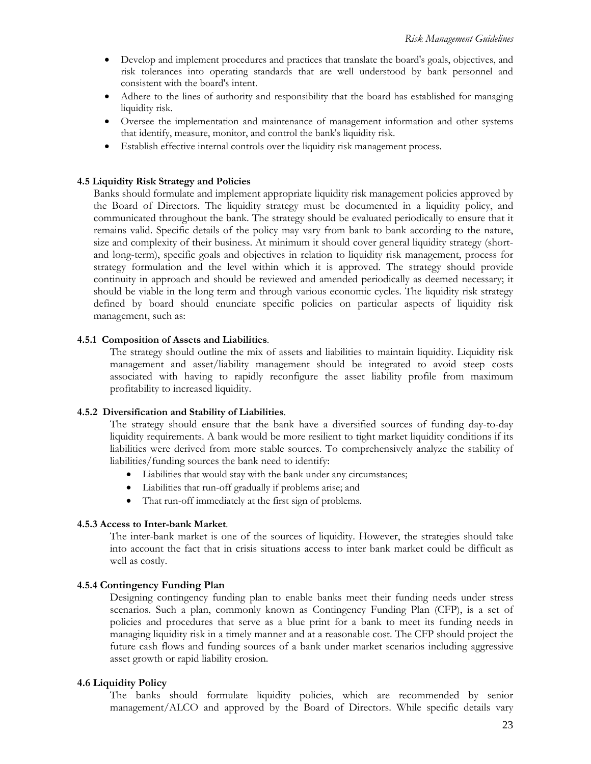- Develop and implement procedures and practices that translate the board's goals, objectives, and risk tolerances into operating standards that are well understood by bank personnel and consistent with the board's intent.
- Adhere to the lines of authority and responsibility that the board has established for managing liquidity risk.
- Oversee the implementation and maintenance of management information and other systems that identify, measure, monitor, and control the bank's liquidity risk.
- Establish effective internal controls over the liquidity risk management process.

### 4.5 Liquidity Risk Strategy and Policies

Banks should formulate and implement appropriate liquidity risk management policies approved by the Board of Directors. The liquidity strategy must be documented in a liquidity policy, and communicated throughout the bank. The strategy should be evaluated periodically to ensure that it remains valid. Specific details of the policy may vary from bank to bank according to the nature, size and complexity of their business. At minimum it should cover general liquidity strategy (short- and long-term), specific goals and objectives in relation to liquidity risk management, process for strategy formulation and the level within which it is approved. The strategy should provide continuity in approach and should be reviewed and amended periodically as deemed necessary; it should be viable in the long term and through various economic cycles. The liquidity risk strategy defined by board should enunciate specific policies on particular aspects of liquidity risk management, such as:

#### 4.5.1 Composition of Assets and Liabilities.

The strategy should outline the mix of assets and liabilities to maintain liquidity. Liquidity risk management and asset/liability management should be integrated to avoid steep costs associated with having to rapidly reconfigure the asset liability profile from maximum profitability to increased liquidity.

#### 4.5.2 Diversification and Stability of Liabilities.

The strategy should ensure that the bank have a diversified sources of funding day-to-day liquidity requirements. A bank would be more resilient to tight market liquidity conditions if its liabilities were derived from more stable sources. To comprehensively analyze the stability of liabilities/funding sources the bank need to identify:

- Liabilities that would stay with the bank under any circumstances;
- Liabilities that run-off gradually if problems arise; and
- That run-off immediately at the first sign of problems.

#### 4.5.3 Access to Inter-bank Market.

The inter-bank market is one of the sources of liquidity. However, the strategies should take into account the fact that in crisis situations access to inter bank market could be difficult as well as costly.

#### 4.5.4 Contingency Funding Plan

Designing contingency funding plan to enable banks meet their funding needs under stress scenarios. Such a plan, commonly known as Contingency Funding Plan (CFP), is a set of policies and procedures that serve as a blue print for a bank to meet its funding needs in managing liquidity risk in a timely manner and at a reasonable cost. The CFP should project the future cash flows and funding sources of a bank under market scenarios including aggressive asset growth or rapid liability erosion.

### 4.6 Liquidity Policy

The banks should formulate liquidity policies, which are recommended by senior management/ALCO and approved by the Board of Directors. While specific details vary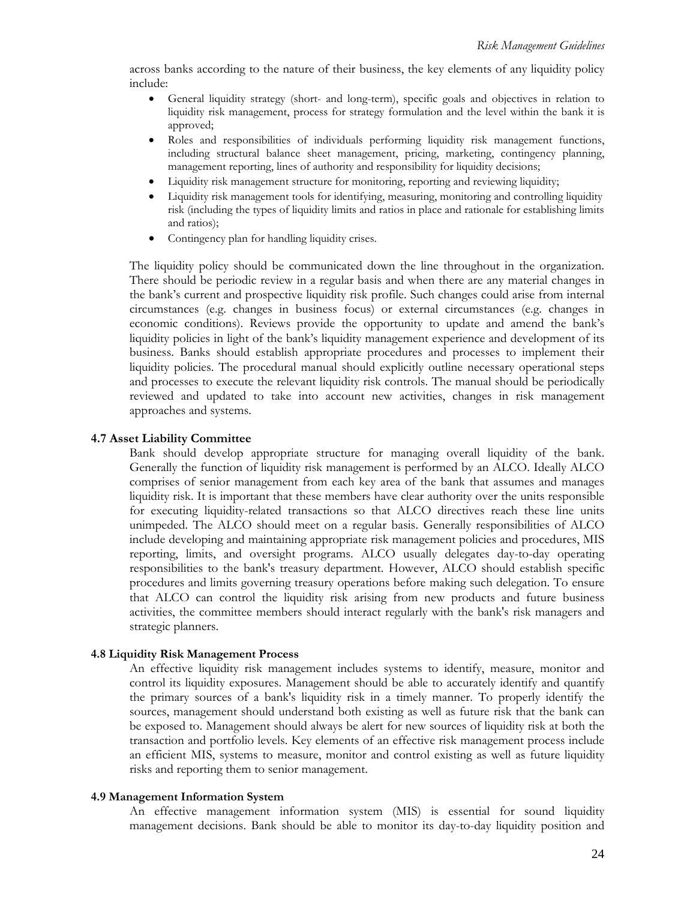across banks according to the nature of their business, the key elements of any liquidity policy include:

- General liquidity strategy (short- and long-term), specific goals and objectives in relation to liquidity risk management, process for strategy formulation and the level within the bank it is approved;
- Roles and responsibilities of individuals performing liquidity risk management functions, including structural balance sheet management, pricing, marketing, contingency planning, management reporting, lines of authority and responsibility for liquidity decisions;
- Liquidity risk management structure for monitoring, reporting and reviewing liquidity;
- Liquidity risk management tools for identifying, measuring, monitoring and controlling liquidity risk (including the types of liquidity limits and ratios in place and rationale for establishing limits and ratios);
- Contingency plan for handling liquidity crises.

The liquidity policy should be communicated down the line throughout in the organization. There should be periodic review in a regular basis and when there are any material changes in the bank's current and prospective liquidity risk profile. Such changes could arise from internal circumstances (e.g. changes in business focus) or external circumstances (e.g. changes in economic conditions). Reviews provide the opportunity to update and amend the bank's liquidity policies in light of the bank's liquidity management experience and development of its business. Banks should establish appropriate procedures and processes to implement their liquidity policies. The procedural manual should explicitly outline necessary operational steps and processes to execute the relevant liquidity risk controls. The manual should be periodically reviewed and updated to take into account new activities, changes in risk management approaches and systems.

### 4.7 Asset Liability Committee

Bank should develop appropriate structure for managing overall liquidity of the bank. Generally the function of liquidity risk management is performed by an ALCO. Ideally ALCO comprises of senior management from each key area of the bank that assumes and manages liquidity risk. It is important that these members have clear authority over the units responsible for executing liquidity-related transactions so that ALCO directives reach these line units unimpeded. The ALCO should meet on a regular basis. Generally responsibilities of ALCO include developing and maintaining appropriate risk management policies and procedures, MIS reporting, limits, and oversight programs. ALCO usually delegates day-to-day operating responsibilities to the bank's treasury department. However, ALCO should establish specific procedures and limits governing treasury operations before making such delegation. To ensure that ALCO can control the liquidity risk arising from new products and future business activities, the committee members should interact regularly with the bank's risk managers and strategic planners.

### 4.8 Liquidity Risk Management Process

An effective liquidity risk management includes systems to identify, measure, monitor and control its liquidity exposures. Management should be able to accurately identify and quantify the primary sources of a bank's liquidity risk in a timely manner. To properly identify the sources, management should understand both existing as well as future risk that the bank can be exposed to. Management should always be alert for new sources of liquidity risk at both the transaction and portfolio levels. Key elements of an effective risk management process include an efficient MIS, systems to measure, monitor and control existing as well as future liquidity risks and reporting them to senior management.

### 4.9 Management Information System

An effective management information system (MIS) is essential for sound liquidity management decisions. Bank should be able to monitor its day-to-day liquidity position and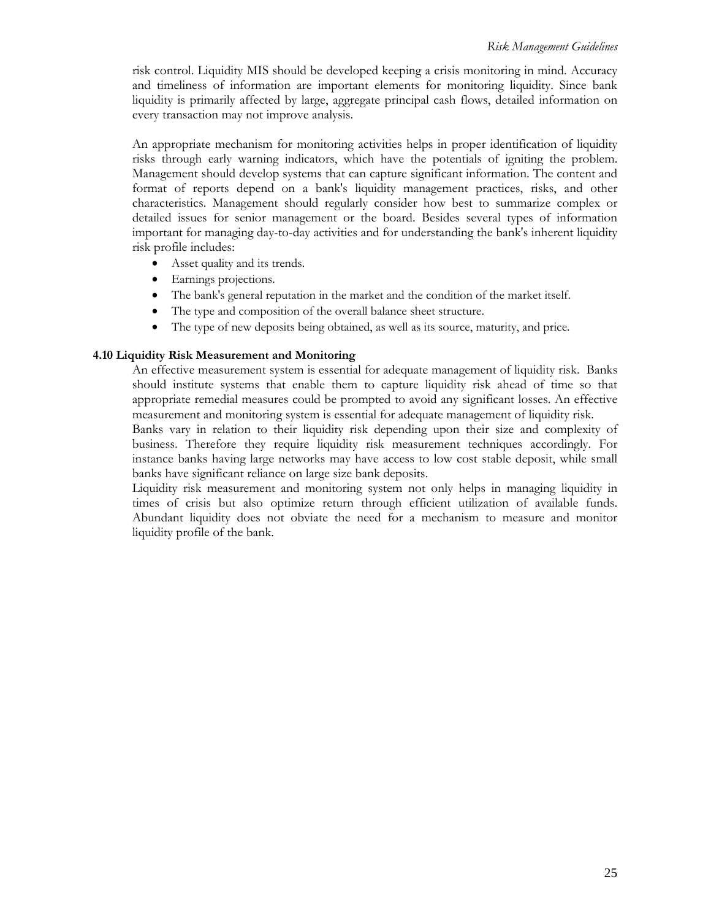risk control. Liquidity MIS should be developed keeping a crisis monitoring in mind. Accuracy and timeliness of information are important elements for monitoring liquidity. Since bank liquidity is primarily affected by large, aggregate principal cash flows, detailed information on every transaction may not improve analysis.

An appropriate mechanism for monitoring activities helps in proper identification of liquidity risks through early warning indicators, which have the potentials of igniting the problem. Management should develop systems that can capture significant information. The content and format of reports depend on a bank's liquidity management practices, risks, and other characteristics. Management should regularly consider how best to summarize complex or detailed issues for senior management or the board. Besides several types of information important for managing day-to-day activities and for understanding the bank's inherent liquidity risk profile includes:

- Asset quality and its trends.
- Earnings projections.
- The bank's general reputation in the market and the condition of the market itself.
- The type and composition of the overall balance sheet structure.
- The type of new deposits being obtained, as well as its source, maturity, and price.

### 4.10 Liquidity Risk Measurement and Monitoring

An effective measurement system is essential for adequate management of liquidity risk. Banks should institute systems that enable them to capture liquidity risk ahead of time so that appropriate remedial measures could be prompted to avoid any significant losses. An effective measurement and monitoring system is essential for adequate management of liquidity risk.

Banks vary in relation to their liquidity risk depending upon their size and complexity of business. Therefore they require liquidity risk measurement techniques accordingly. For instance banks having large networks may have access to low cost stable deposit, while small banks have significant reliance on large size bank deposits.

Liquidity risk measurement and monitoring system not only helps in managing liquidity in times of crisis but also optimize return through efficient utilization of available funds. Abundant liquidity does not obviate the need for a mechanism to measure and monitor liquidity profile of the bank.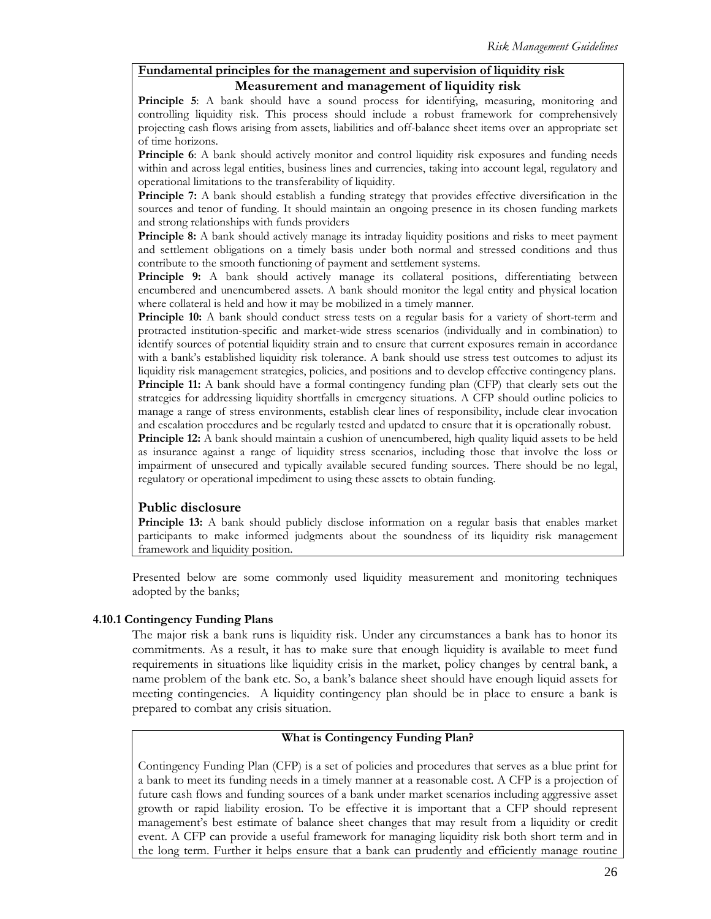**Fundamental principles for the management and supervision of liquidity risk**

**Measurement and management of liquidity risk**

**Principle 5**: A bank should have a sound process for identifying, measuring, monitoring and controlling liquidity risk. This process should include a robust framework for comprehensively projecting cash flows arising from assets, liabilities and off-balance sheet items over an appropriate set of time horizons.

**Principle 6**: A bank should actively monitor and control liquidity risk exposures and funding needs within and across legal entities, business lines and currencies, taking into account legal, regulatory and operational limitations to the transferability of liquidity.

**Principle 7:** A bank should establish a funding strategy that provides effective diversification in the sources and tenor of funding. It should maintain an ongoing presence in its chosen funding markets and strong relationships with funds providers

**Principle 8:** A bank should actively manage its intraday liquidity positions and risks to meet payment and settlement obligations on a timely basis under both normal and stressed conditions and thus contribute to the smooth functioning of payment and settlement systems.

**Principle 9:** A bank should actively manage its collateral positions, differentiating between encumbered and unencumbered assets. A bank should monitor the legal entity and physical location where collateral is held and how it may be mobilized in a timely manner.

**Principle 10:** A bank should conduct stress tests on a regular basis for a variety of short-term and protracted institution-specific and market-wide stress scenarios (individually and in combination) to identify sources of potential liquidity strain and to ensure that current exposures remain in accordance with a bank's established liquidity risk tolerance. A bank should use stress test outcomes to adjust its liquidity risk management strategies, policies, and positions and to develop effective contingency plans.

**Principle 11:** A bank should have a formal contingency funding plan (CFP) that clearly sets out the strategies for addressing liquidity shortfalls in emergency situations. A CFP should outline policies to manage a range of stress environments, establish clear lines of responsibility, include clear invocation and escalation procedures and be regularly tested and updated to ensure that it is operationally robust.

**Principle 12:** A bank should maintain a cushion of unencumbered, high quality liquid assets to be held as insurance against a range of liquidity stress scenarios, including those that involve the loss or impairment of unsecured and typically available secured funding sources. There should be no legal, regulatory or operational impediment to using these assets to obtain funding.

**Public disclosure**

**Principle 13:** A bank should publicly disclose information on a regular basis that enables market participants to make informed judgments about the soundness of its liquidity risk management framework and liquidity position.

Presented below are some commonly used liquidity measurement and monitoring techniques adopted by the banks;

### 4.10.1 Contingency Funding Plans

The major risk a bank runs is liquidity risk. Under any circumstances a bank has to honor its commitments. As a result, it has to make sure that enough liquidity is available to meet fund requirements in situations like liquidity crisis in the market, policy changes by central bank, a name problem of the bank etc. So, a bank's balance sheet should have enough liquid assets for meeting contingencies. A liquidity contingency plan should be in place to ensure a bank is prepared to combat any crisis situation.

**What is Contingency Funding Plan?**

Contingency Funding Plan (CFP) is a set of policies and procedures that serves as a blue print for a bank to meet its funding needs in a timely manner at a reasonable cost. A CFP is a projection of future cash flows and funding sources of a bank under market scenarios including aggressive asset growth or rapid liability erosion. To be effective it is important that a CFP should represent management's best estimate of balance sheet changes that may result from a liquidity or credit event. A CFP can provide a useful framework for managing liquidity risk both short term and in the long term. Further it helps ensure that a bank can prudently and efficiently manage routine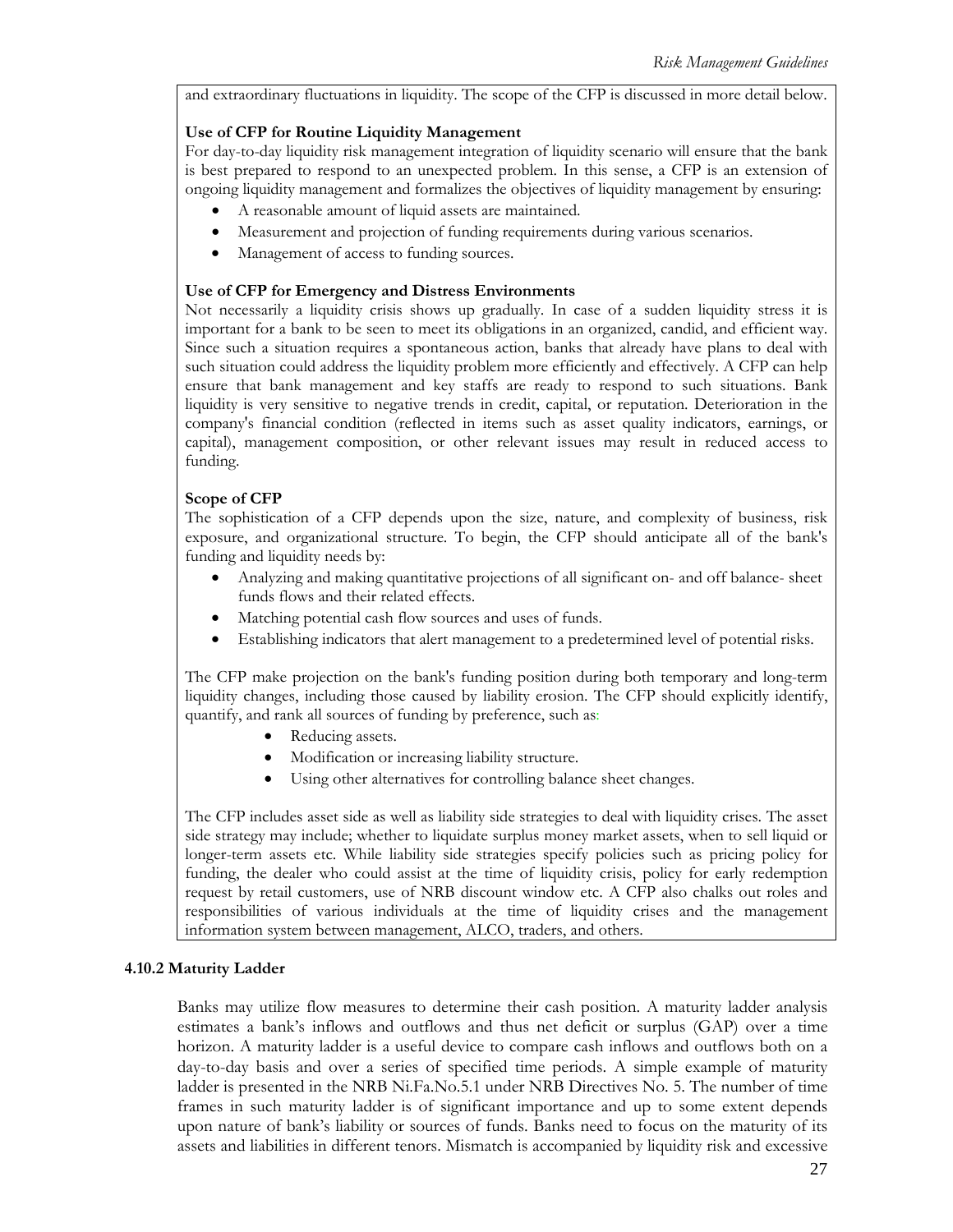and extraordinary fluctuations in liquidity. The scope of the CFP is discussed in more detail below.

**Use of CFP for Routine Liquidity Management**

For day-to-day liquidity risk management integration of liquidity scenario will ensure that the bank is best prepared to respond to an unexpected problem. In this sense, a CFP is an extension of ongoing liquidity management and formalizes the objectives of liquidity management by ensuring:

- A reasonable amount of liquid assets are maintained.
- Measurement and projection of funding requirements during various scenarios.
- Management of access to funding sources.

**Use of CFP for Emergency and Distress Environments**

Not necessarily a liquidity crisis shows up gradually. In case of a sudden liquidity stress it is important for a bank to be seen to meet its obligations in an organized, candid, and efficient way. Since such a situation requires a spontaneous action, banks that already have plans to deal with such situation could address the liquidity problem more efficiently and effectively. A CFP can help ensure that bank management and key staffs are ready to respond to such situations. Bank liquidity is very sensitive to negative trends in credit, capital, or reputation. Deterioration in the company's financial condition (reflected in items such as asset quality indicators, earnings, or capital), management composition, or other relevant issues may result in reduced access to funding.

**Scope of CFP**

The sophistication of a CFP depends upon the size, nature, and complexity of business, risk exposure, and organizational structure. To begin, the CFP should anticipate all of the bank's funding and liquidity needs by:

- Analyzing and making quantitative projections of all significant on- and off balance- sheet funds flows and their related effects.
- Matching potential cash flow sources and uses of funds.
- Establishing indicators that alert management to a predetermined level of potential risks.

The CFP make projection on the bank's funding position during both temporary and long-term liquidity changes, including those caused by liability erosion. The CFP should explicitly identify, quantify, and rank all sources of funding by preference, such as:

- Reducing assets.
- Modification or increasing liability structure.
- Using other alternatives for controlling balance sheet changes.

The CFP includes asset side as well as liability side strategies to deal with liquidity crises. The asset side strategy may include; whether to liquidate surplus money market assets, when to sell liquid or longer-term assets etc. While liability side strategies specify policies such as pricing policy for funding, the dealer who could assist at the time of liquidity crisis, policy for early redemption request by retail customers, use of NRB discount window etc. A CFP also chalks out roles and responsibilities of various individuals at the time of liquidity crises and the management information system between management, ALCO, traders, and others.

### 4.10.2 Maturity Ladder

Banks may utilize flow measures to determine their cash position. A maturity ladder analysis estimates a bank's inflows and outflows and thus net deficit or surplus (GAP) over a time horizon. A maturity ladder is a useful device to compare cash inflows and outflows both on a day-to-day basis and over a series of specified time periods. A simple example of maturity ladder is presented in the NRB Ni.Fa.No.5.1 under NRB Directives No. 5. The number of time frames in such maturity ladder is of significant importance and up to some extent depends upon nature of bank's liability or sources of funds. Banks need to focus on the maturity of its assets and liabilities in different tenors. Mismatch is accompanied by liquidity risk and excessive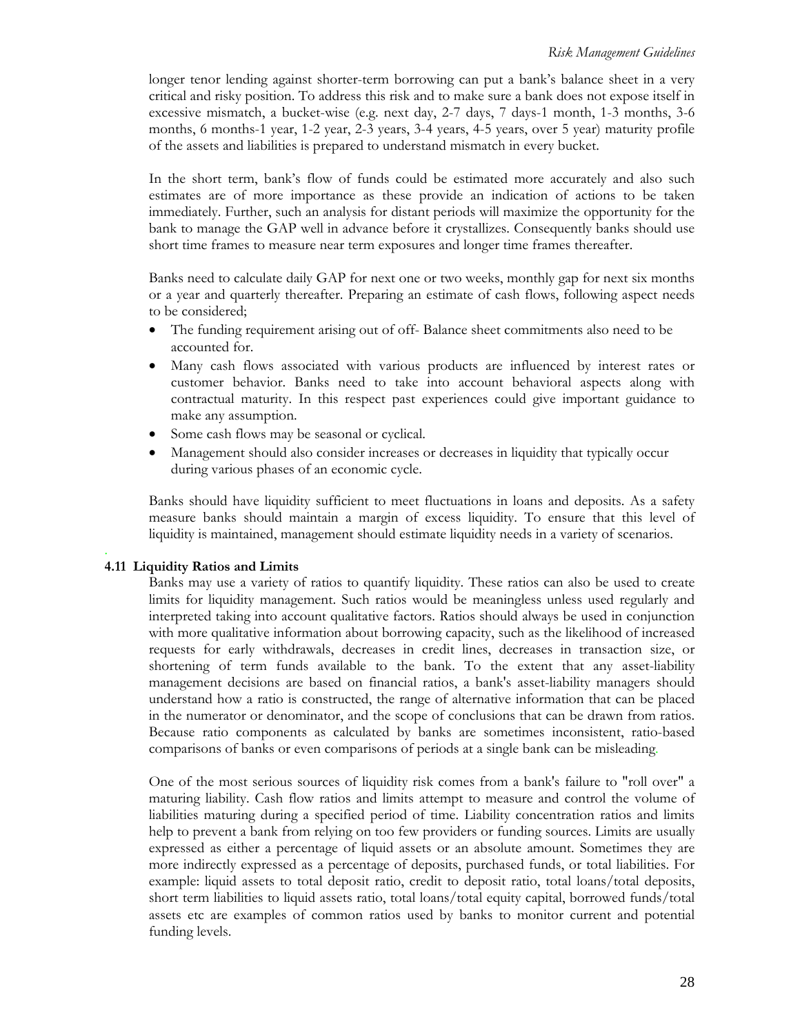longer tenor lending against shorter-term borrowing can put a bank's balance sheet in a very critical and risky position. To address this risk and to make sure a bank does not expose itself in excessive mismatch, a bucket-wise (e.g. next day, 2-7 days, 7 days-1 month, 1-3 months, 3-6 months, 6 months-1 year, 1-2 year, 2-3 years, 3-4 years, 4-5 years, over 5 year) maturity profile of the assets and liabilities is prepared to understand mismatch in every bucket.

In the short term, bank's flow of funds could be estimated more accurately and also such estimates are of more importance as these provide an indication of actions to be taken immediately. Further, such an analysis for distant periods will maximize the opportunity for the bank to manage the GAP well in advance before it crystallizes. Consequently banks should use short time frames to measure near term exposures and longer time frames thereafter.

Banks need to calculate daily GAP for next one or two weeks, monthly gap for next six months or a year and quarterly thereafter. Preparing an estimate of cash flows, following aspect needs to be considered;

- The funding requirement arising out of off- Balance sheet commitments also need to be accounted for.
- Many cash flows associated with various products are influenced by interest rates or customer behavior. Banks need to take into account behavioral aspects along with contractual maturity. In this respect past experiences could give important guidance to make any assumption.
- Some cash flows may be seasonal or cyclical.
- Management should also consider increases or decreases in liquidity that typically occur during various phases of an economic cycle.

Banks should have liquidity sufficient to meet fluctuations in loans and deposits. As a safety measure banks should maintain a margin of excess liquidity. To ensure that this level of liquidity is maintained, management should estimate liquidity needs in a variety of scenarios.

### 4.11 Liquidity Ratios and Limits

Banks may use a variety of ratios to quantify liquidity. These ratios can also be used to create limits for liquidity management. Such ratios would be meaningless unless used regularly and interpreted taking into account qualitative factors. Ratios should always be used in conjunction with more qualitative information about borrowing capacity, such as the likelihood of increased requests for early withdrawals, decreases in credit lines, decreases in transaction size, or shortening of term funds available to the bank. To the extent that any asset-liability management decisions are based on financial ratios, a bank's asset-liability managers should understand how a ratio is constructed, the range of alternative information that can be placed in the numerator or denominator, and the scope of conclusions that can be drawn from ratios. Because ratio components as calculated by banks are sometimes inconsistent, ratio-based comparisons of banks or even comparisons of periods at a single bank can be misleading.

One of the most serious sources of liquidity risk comes from a bank's failure to "roll over" a maturing liability. Cash flow ratios and limits attempt to measure and control the volume of liabilities maturing during a specified period of time. Liability concentration ratios and limits help to prevent a bank from relying on too few providers or funding sources. Limits are usually expressed as either a percentage of liquid assets or an absolute amount. Sometimes they are more indirectly expressed as a percentage of deposits, purchased funds, or total liabilities. For example: liquid assets to total deposit ratio, credit to deposit ratio, total loans/total deposits, short term liabilities to liquid assets ratio, total loans/total equity capital, borrowed funds/total assets etc are examples of common ratios used by banks to monitor current and potential funding levels.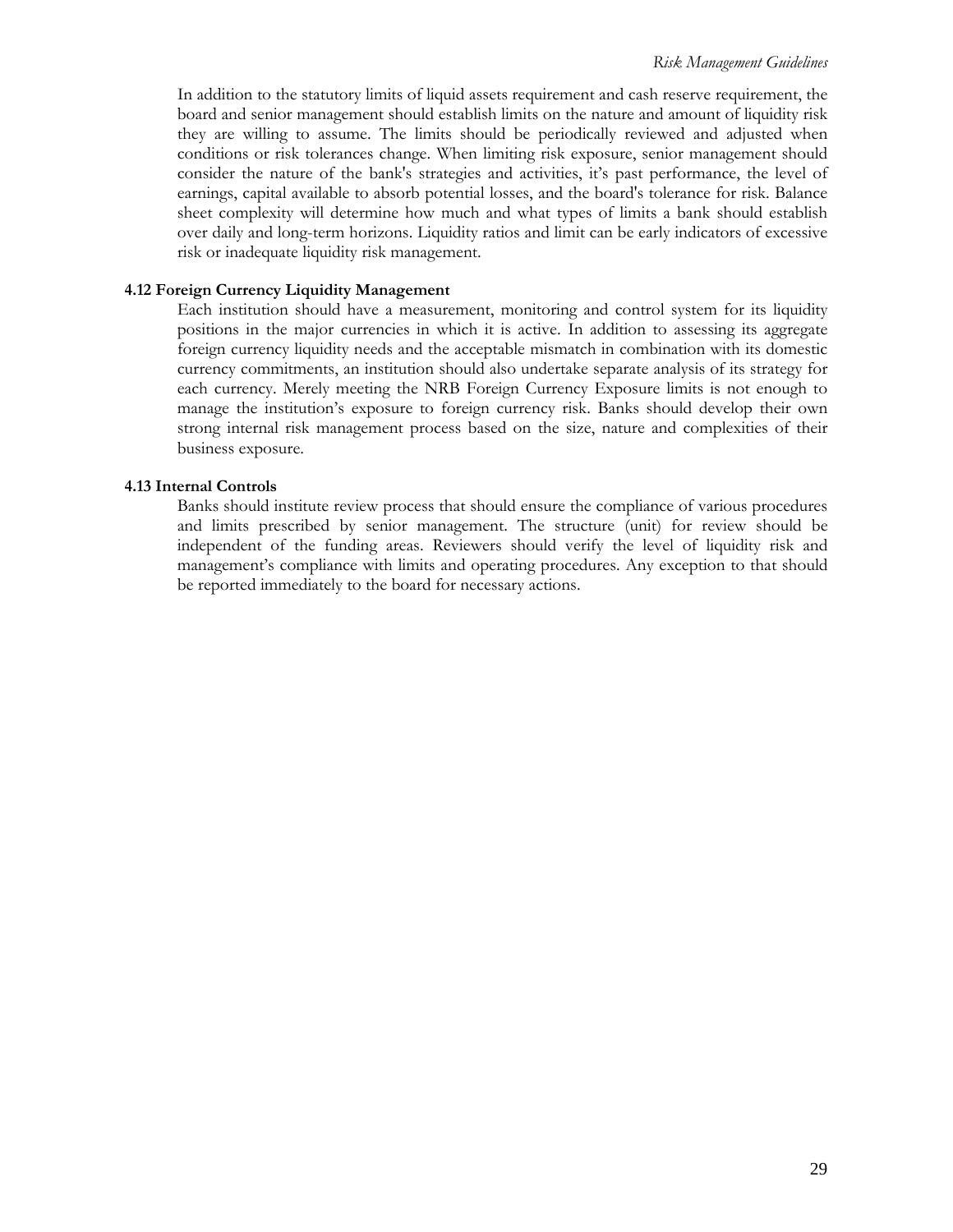In addition to the statutory limits of liquid assets requirement and cash reserve requirement, the board and senior management should establish limits on the nature and amount of liquidity risk they are willing to assume. The limits should be periodically reviewed and adjusted when conditions or risk tolerances change. When limiting risk exposure, senior management should consider the nature of the bank's strategies and activities, it's past performance, the level of earnings, capital available to absorb potential losses, and the board's tolerance for risk. Balance sheet complexity will determine how much and what types of limits a bank should establish over daily and long-term horizons. Liquidity ratios and limit can be early indicators of excessive risk or inadequate liquidity risk management.

### 4.12 Foreign Currency Liquidity Management

Each institution should have a measurement, monitoring and control system for its liquidity positions in the major currencies in which it is active. In addition to assessing its aggregate foreign currency liquidity needs and the acceptable mismatch in combination with its domestic currency commitments, an institution should also undertake separate analysis of its strategy for each currency. Merely meeting the NRB Foreign Currency Exposure limits is not enough to manage the institution's exposure to foreign currency risk. Banks should develop their own strong internal risk management process based on the size, nature and complexities of their business exposure.

### 4.13 Internal Controls

Banks should institute review process that should ensure the compliance of various procedures and limits prescribed by senior management. The structure (unit) for review should be independent of the funding areas. Reviewers should verify the level of liquidity risk and management's compliance with limits and operating procedures. Any exception to that should be reported immediately to the board for necessary actions.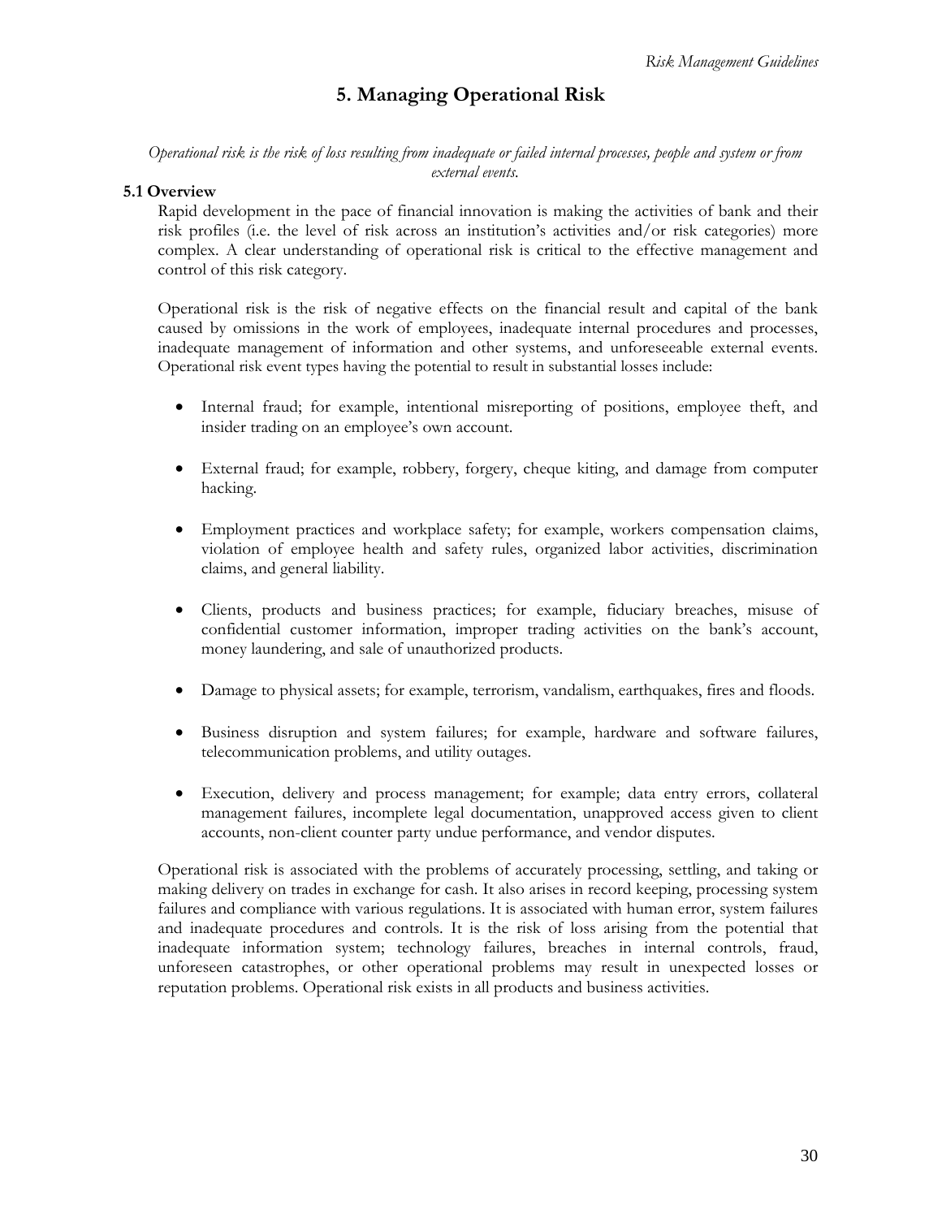# 5. Managing Operational Risk

*Operational risk is the risk of loss resulting from inadequate or failed internal processes, people and system or from external events.*

### 5.1 Overview

Rapid development in the pace of financial innovation is making the activities of bank and their risk profiles (i.e. the level of risk across an institution's activities and/or risk categories) more complex. A clear understanding of operational risk is critical to the effective management and control of this risk category.

Operational risk is the risk of negative effects on the financial result and capital of the bank caused by omissions in the work of employees, inadequate internal procedures and processes, inadequate management of information and other systems, and unforeseeable external events. Operational risk event types having the potential to result in substantial losses include:

- Internal fraud; for example, intentional misreporting of positions, employee theft, and insider trading on an employee's own account.
- External fraud; for example, robbery, forgery, cheque kiting, and damage from computer hacking.
- Employment practices and workplace safety; for example, workers compensation claims, violation of employee health and safety rules, organized labor activities, discrimination claims, and general liability.
- Clients, products and business practices; for example, fiduciary breaches, misuse of confidential customer information, improper trading activities on the bank's account, money laundering, and sale of unauthorized products.
- Damage to physical assets; for example, terrorism, vandalism, earthquakes, fires and floods.
- Business disruption and system failures; for example, hardware and software failures, telecommunication problems, and utility outages.
- Execution, delivery and process management; for example; data entry errors, collateral management failures, incomplete legal documentation, unapproved access given to client accounts, non-client counter party undue performance, and vendor disputes.

Operational risk is associated with the problems of accurately processing, settling, and taking or making delivery on trades in exchange for cash. It also arises in record keeping, processing system failures and compliance with various regulations. It is associated with human error, system failures and inadequate procedures and controls. It is the risk of loss arising from the potential that inadequate information system; technology failures, breaches in internal controls, fraud, unforeseen catastrophes, or other operational problems may result in unexpected losses or reputation problems. Operational risk exists in all products and business activities.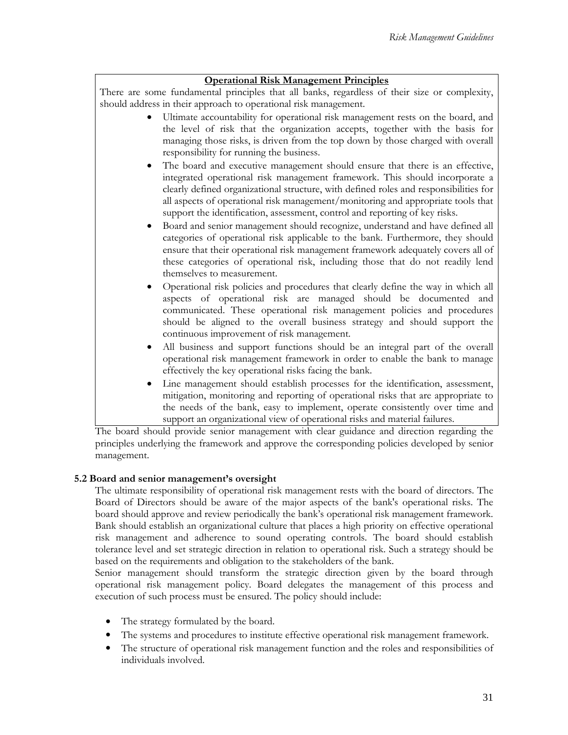**Operational Risk Management Principles**

There are some fundamental principles that all banks, regardless of their size or complexity, should address in their approach to operational risk management.

- Ultimate accountability for operational risk management rests on the board, and the level of risk that the organization accepts, together with the basis for managing those risks, is driven from the top down by those charged with overall responsibility for running the business.
- The board and executive management should ensure that there is an effective, integrated operational risk management framework. This should incorporate a clearly defined organizational structure, with defined roles and responsibilities for all aspects of operational risk management/monitoring and appropriate tools that support the identification, assessment, control and reporting of key risks.
- Board and senior management should recognize, understand and have defined all categories of operational risk applicable to the bank. Furthermore, they should ensure that their operational risk management framework adequately covers all of these categories of operational risk, including those that do not readily lend themselves to measurement.
- Operational risk policies and procedures that clearly define the way in which all aspects of operational risk are managed should be documented and communicated. These operational risk management policies and procedures should be aligned to the overall business strategy and should support the continuous improvement of risk management.
- All business and support functions should be an integral part of the overall operational risk management framework in order to enable the bank to manage effectively the key operational risks facing the bank.
- Line management should establish processes for the identification, assessment, mitigation, monitoring and reporting of operational risks that are appropriate to the needs of the bank, easy to implement, operate consistently over time and support an organizational view of operational risks and material failures.

The board should provide senior management with clear guidance and direction regarding the principles underlying the framework and approve the corresponding policies developed by senior management.

### 5.2 Board and senior management's oversight

The ultimate responsibility of operational risk management rests with the board of directors. The Board of Directors should be aware of the major aspects of the bank's operational risks. The board should approve and review periodically the bank's operational risk management framework. Bank should establish an organizational culture that places a high priority on effective operational risk management and adherence to sound operating controls. The board should establish tolerance level and set strategic direction in relation to operational risk. Such a strategy should be based on the requirements and obligation to the stakeholders of the bank.

Senior management should transform the strategic direction given by the board through operational risk management policy. Board delegates the management of this process and execution of such process must be ensured. The policy should include:

- The strategy formulated by the board.
- The systems and procedures to institute effective operational risk management framework.
- The structure of operational risk management function and the roles and responsibilities of individuals involved.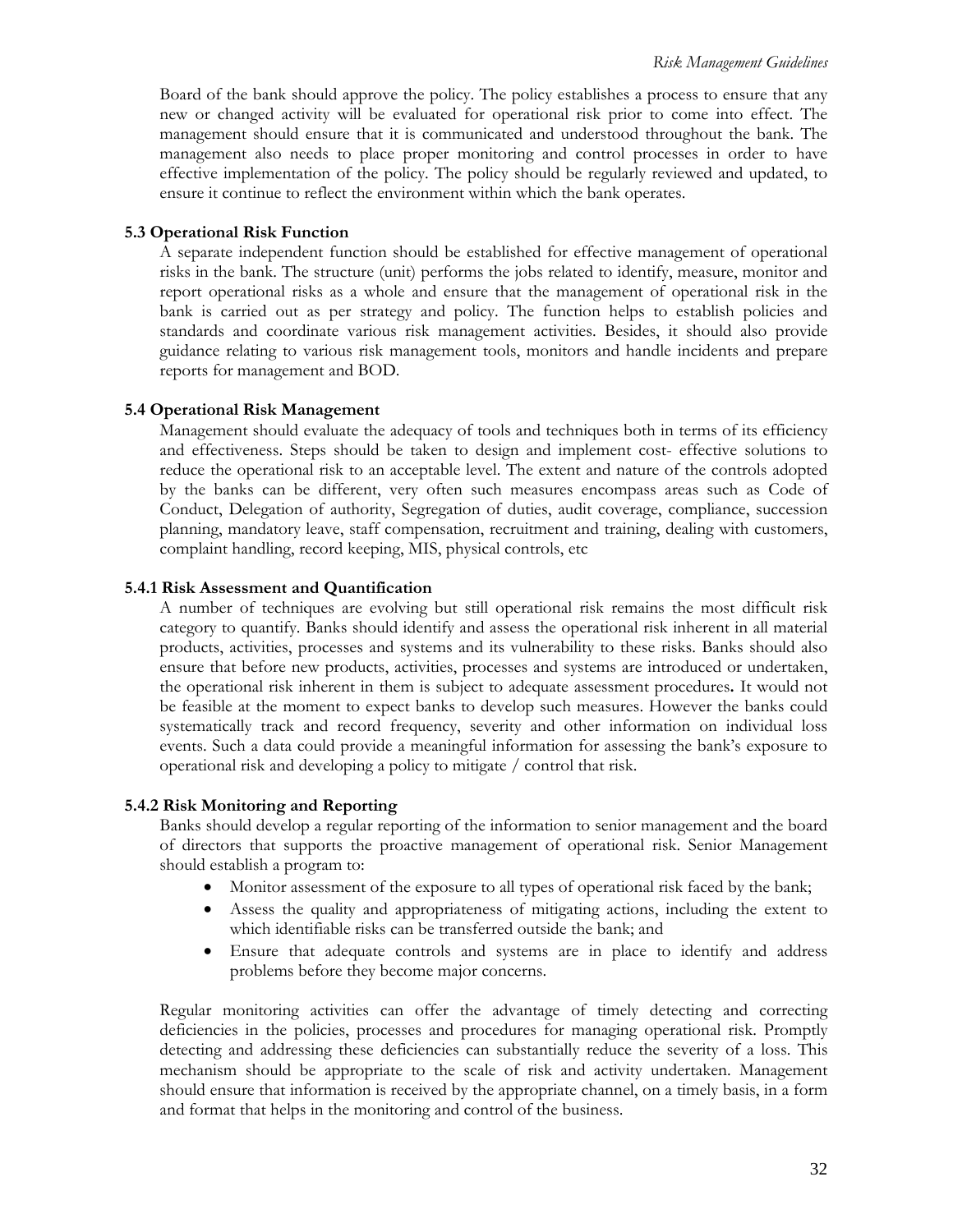Board of the bank should approve the policy. The policy establishes a process to ensure that any new or changed activity will be evaluated for operational risk prior to come into effect. The management should ensure that it is communicated and understood throughout the bank. The management also needs to place proper monitoring and control processes in order to have effective implementation of the policy. The policy should be regularly reviewed and updated, to ensure it continue to reflect the environment within which the bank operates.

### 5.3 Operational Risk Function

A separate independent function should be established for effective management of operational risks in the bank. The structure (unit) performs the jobs related to identify, measure, monitor and report operational risks as a whole and ensure that the management of operational risk in the bank is carried out as per strategy and policy. The function helps to establish policies and standards and coordinate various risk management activities. Besides, it should also provide guidance relating to various risk management tools, monitors and handle incidents and prepare reports for management and BOD.

### 5.4 Operational Risk Management

Management should evaluate the adequacy of tools and techniques both in terms of its efficiency and effectiveness. Steps should be taken to design and implement cost- effective solutions to reduce the operational risk to an acceptable level. The extent and nature of the controls adopted by the banks can be different, very often such measures encompass areas such as Code of Conduct, Delegation of authority, Segregation of duties, audit coverage, compliance, succession planning, mandatory leave, staff compensation, recruitment and training, dealing with customers, complaint handling, record keeping, MIS, physical controls, etc

#### 5.4.1 Risk Assessment and Quantification

A number of techniques are evolving but still operational risk remains the most difficult risk category to quantify. Banks should identify and assess the operational risk inherent in all material products, activities, processes and systems and its vulnerability to these risks. Banks should also ensure that before new products, activities, processes and systems are introduced or undertaken, the operational risk inherent in them is subject to adequate assessment procedures**.** It would not be feasible at the moment to expect banks to develop such measures. However the banks could systematically track and record frequency, severity and other information on individual loss events. Such a data could provide a meaningful information for assessing the bank's exposure to operational risk and developing a policy to mitigate / control that risk.

#### 5.4.2 Risk Monitoring and Reporting

Banks should develop a regular reporting of the information to senior management and the board of directors that supports the proactive management of operational risk. Senior Management should establish a program to:

- Monitor assessment of the exposure to all types of operational risk faced by the bank;
- Assess the quality and appropriateness of mitigating actions, including the extent to which identifiable risks can be transferred outside the bank; and
- Ensure that adequate controls and systems are in place to identify and address problems before they become major concerns.

Regular monitoring activities can offer the advantage of timely detecting and correcting deficiencies in the policies, processes and procedures for managing operational risk. Promptly detecting and addressing these deficiencies can substantially reduce the severity of a loss. This mechanism should be appropriate to the scale of risk and activity undertaken. Management should ensure that information is received by the appropriate channel, on a timely basis, in a form and format that helps in the monitoring and control of the business.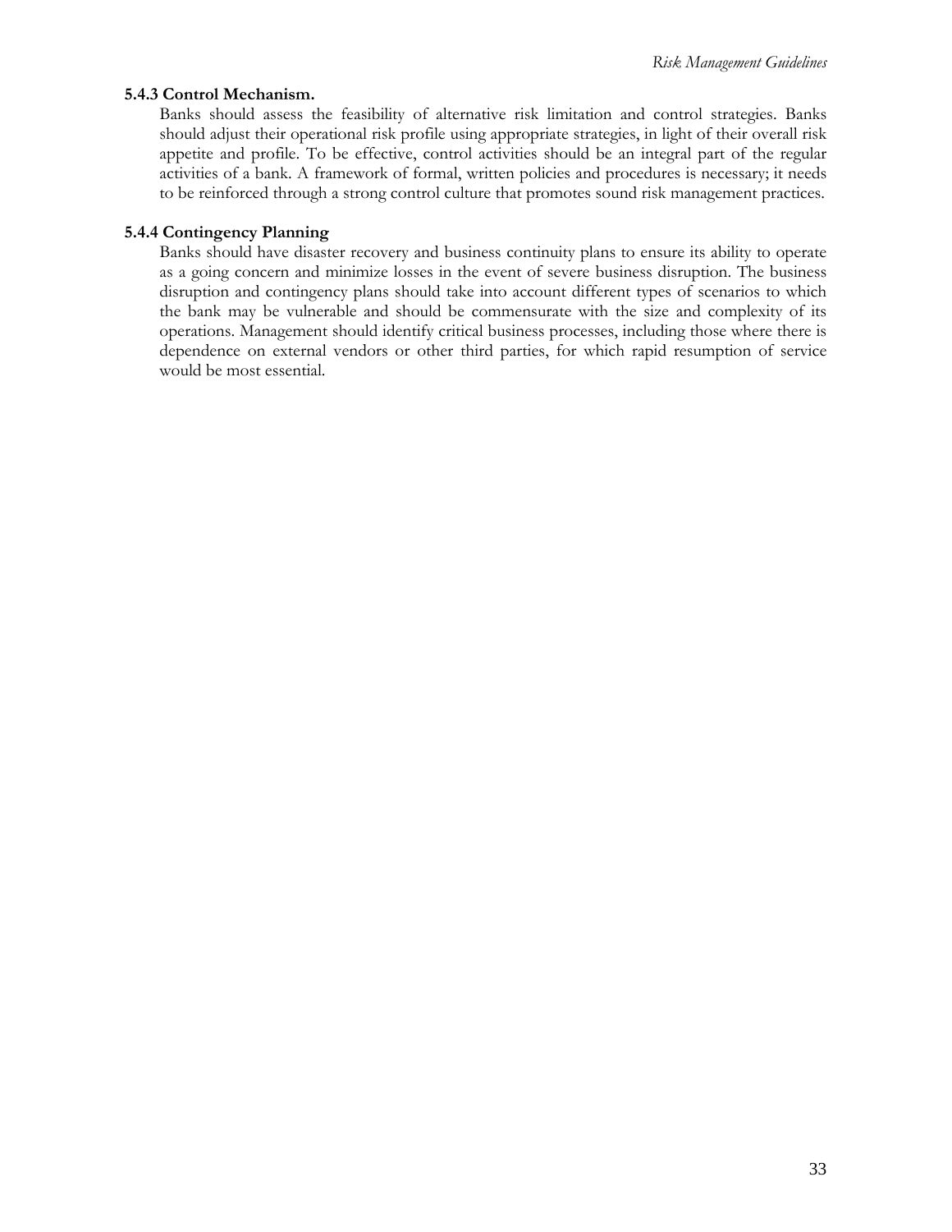#### 5.4.3 Control Mechanism.

Banks should assess the feasibility of alternative risk limitation and control strategies. Banks should adjust their operational risk profile using appropriate strategies, in light of their overall risk appetite and profile. To be effective, control activities should be an integral part of the regular activities of a bank. A framework of formal, written policies and procedures is necessary; it needs to be reinforced through a strong control culture that promotes sound risk management practices.

#### 5.4.4 Contingency Planning

Banks should have disaster recovery and business continuity plans to ensure its ability to operate as a going concern and minimize losses in the event of severe business disruption. The business disruption and contingency plans should take into account different types of scenarios to which the bank may be vulnerable and should be commensurate with the size and complexity of its operations. Management should identify critical business processes, including those where there is dependence on external vendors or other third parties, for which rapid resumption of service would be most essential.